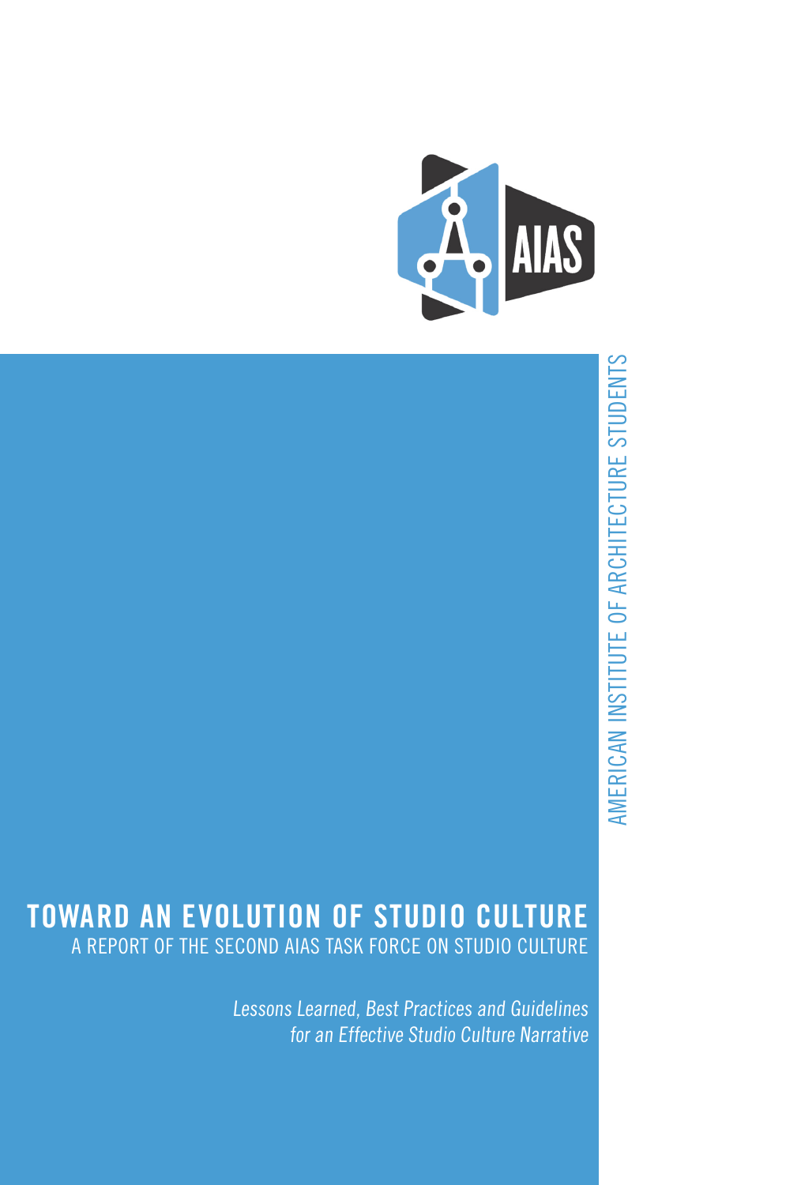AIAS

AMERICAN INSTITUTE OF ARCHITECTURE STUDENTS

# TOWARD AN EVOLUTION OF STUDIO CULTURE

A REPORT OF THE SECOND AIAS TASK FORCE ON STUDIO CULTURE

*Lessons Learned, Best Practices and Guidelines for an Effective Studio Culture Narrative*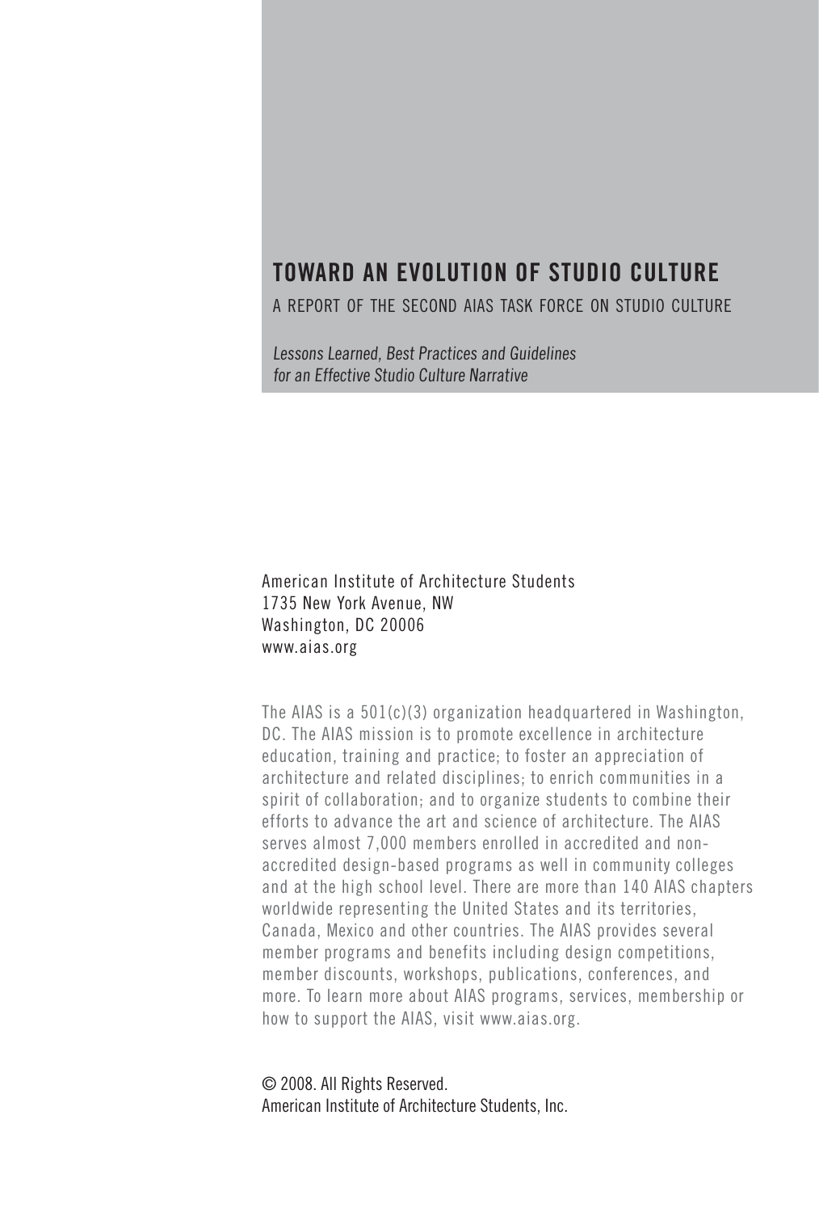# TOWARD AN EVOLUTION OF STUDIO CULTURE

A REPORT OF THE SECOND AIAS TASK FORCE ON STUDIO CULTURE

*Lessons Learned, Best Practices and Guidelines for an Effective Studio Culture Narrative*

American Institute of Architecture Students
1735 New York Avenue, NW
Washington, DC 20006
www.aias.org

The AIAS is a 501(c)(3) organization headquartered in Washington, DC. The AIAS mission is to promote excellence in architecture education, training and practice; to foster an appreciation of architecture and related disciplines; to enrich communities in a spirit of collaboration; and to organize students to combine their efforts to advance the art and science of architecture. The AIAS serves almost 7,000 members enrolled in accredited and non-accredited design-based programs as well in community colleges and at the high school level. There are more than 140 AIAS chapters worldwide representing the United States and its territories, Canada, Mexico and other countries. The AIAS provides several member programs and benefits including design competitions, member discounts, workshops, publications, conferences, and more. To learn more about AIAS programs, services, membership or how to support the AIAS, visit www.aias.org.

© 2008. All Rights Reserved.
American Institute of Architecture Students, Inc.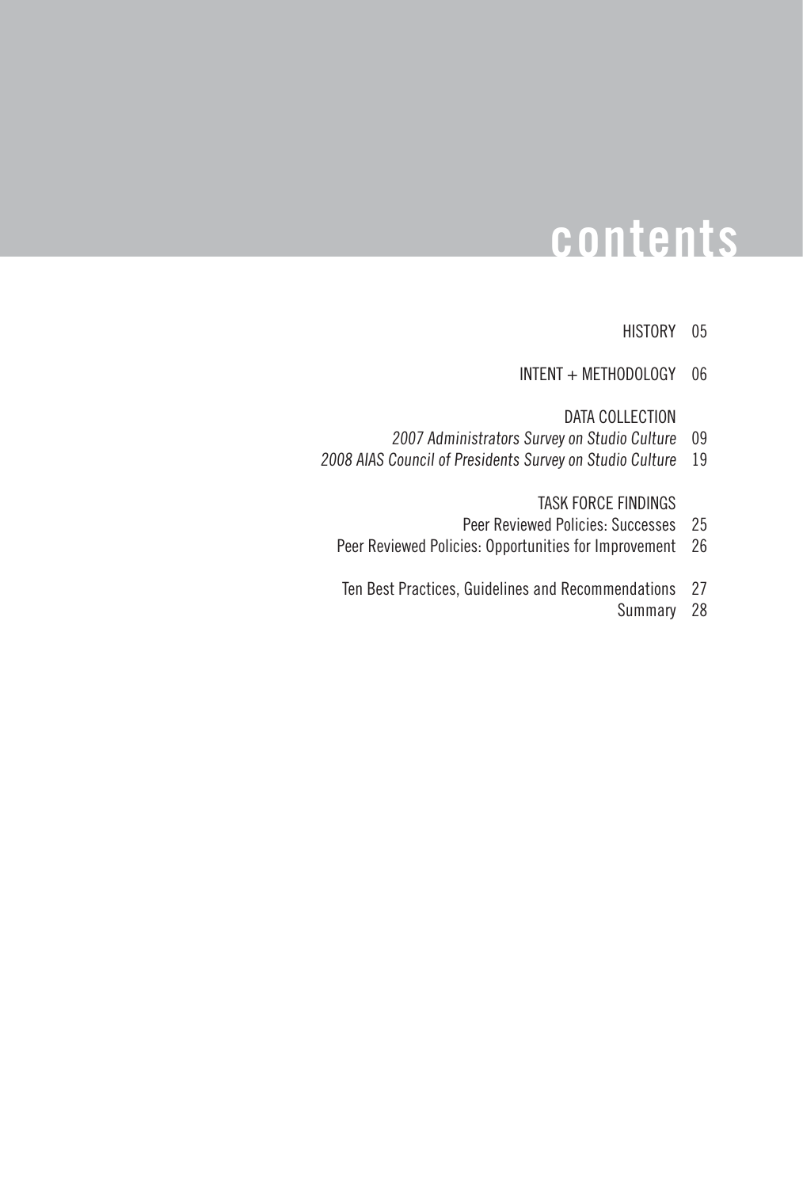# contents

HISTORY 05

INTENT + METHODOLOGY 06

DATA COLLECTION

*2007 Administrators Survey on Studio Culture* 09

*2008 AIAS Council of Presidents Survey on Studio Culture* 19

TASK FORCE FINDINGS

Peer Reviewed Policies: Successes 25

Peer Reviewed Policies: Opportunities for Improvement 26

Ten Best Practices, Guidelines and Recommendations 27

Summary 28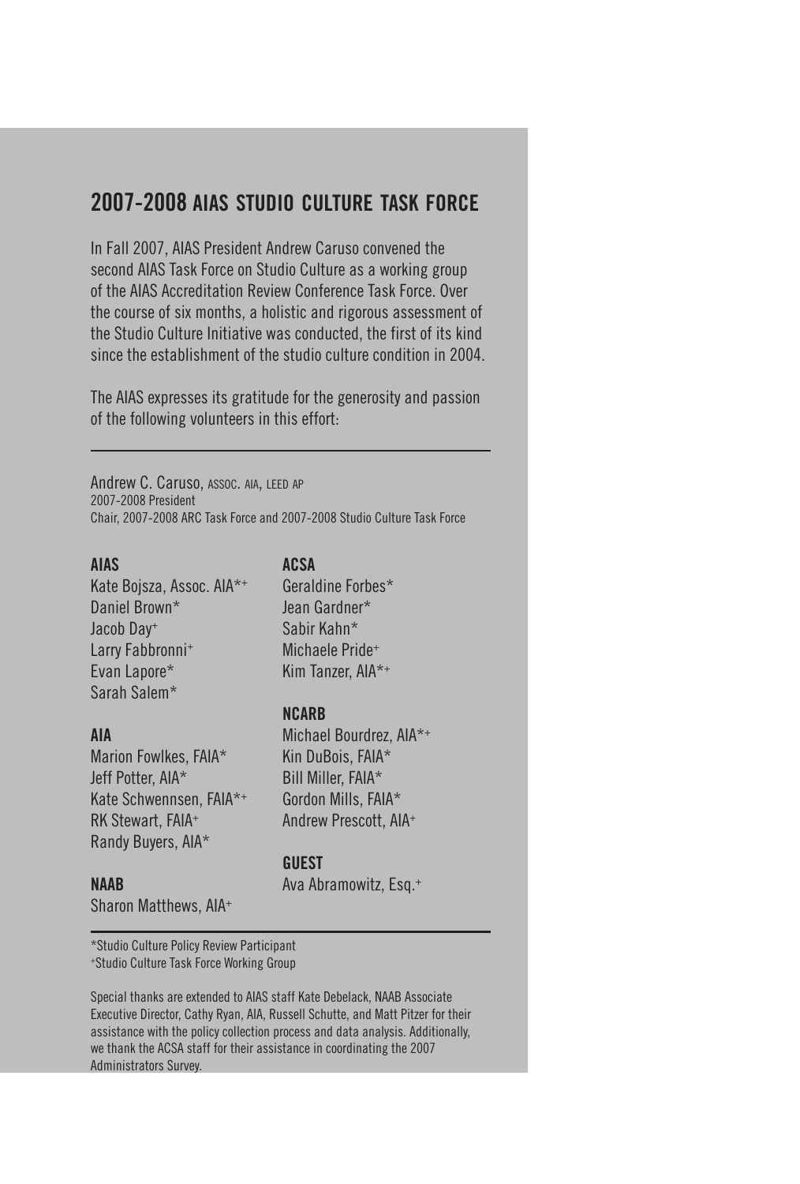## 2007-2008 AIAS STUDIO CULTURE TASK FORCE

In Fall 2007, AIAS President Andrew Caruso convened the second AIAS Task Force on Studio Culture as a working group of the AIAS Accreditation Review Conference Task Force. Over the course of six months, a holistic and rigorous assessment of the Studio Culture Initiative was conducted, the first of its kind since the establishment of the studio culture condition in 2004.

The AIAS expresses its gratitude for the generosity and passion of the following volunteers in this effort:

---

Andrew C. Caruso, ASSOC. AIA, LEED AP
2007-2008 President
Chair, 2007-2008 ARC Task Force and 2007-2008 Studio Culture Task Force

**AIAS**
Kate Bojsza, Assoc. AIA*+
Daniel Brown*
Jacob Day+
Larry Fabbronni+
Evan Lapore*
Sarah Salem*

**AIA**
Marion Fowlkes, FAIA*
Jeff Potter, AIA*
Kate Schwennsen, FAIA*+
RK Stewart, FAIA+
Randy Buyers, AIA*

**NAAB**
Sharon Matthews, AIA+

**ACSA**
Geraldine Forbes*
Jean Gardner*
Sabir Kahn*
Michaele Pride+
Kim Tanzer, AIA*+

**NCARB**
Michael Bourdrez, AIA*+
Kin DuBois, FAIA*
Bill Miller, FAIA*
Gordon Mills, FAIA*
Andrew Prescott, AIA+

**GUEST**
Ava Abramowitz, Esq.+

---

*Studio Culture Policy Review Participant
+Studio Culture Task Force Working Group

Special thanks are extended to AIAS staff Kate Debelack, NAAB Associate Executive Director, Cathy Ryan, AIA, Russell Schutte, and Matt Pitzer for their assistance with the policy collection process and data analysis. Additionally, we thank the ACSA staff for their assistance in coordinating the 2007 Administrators Survey.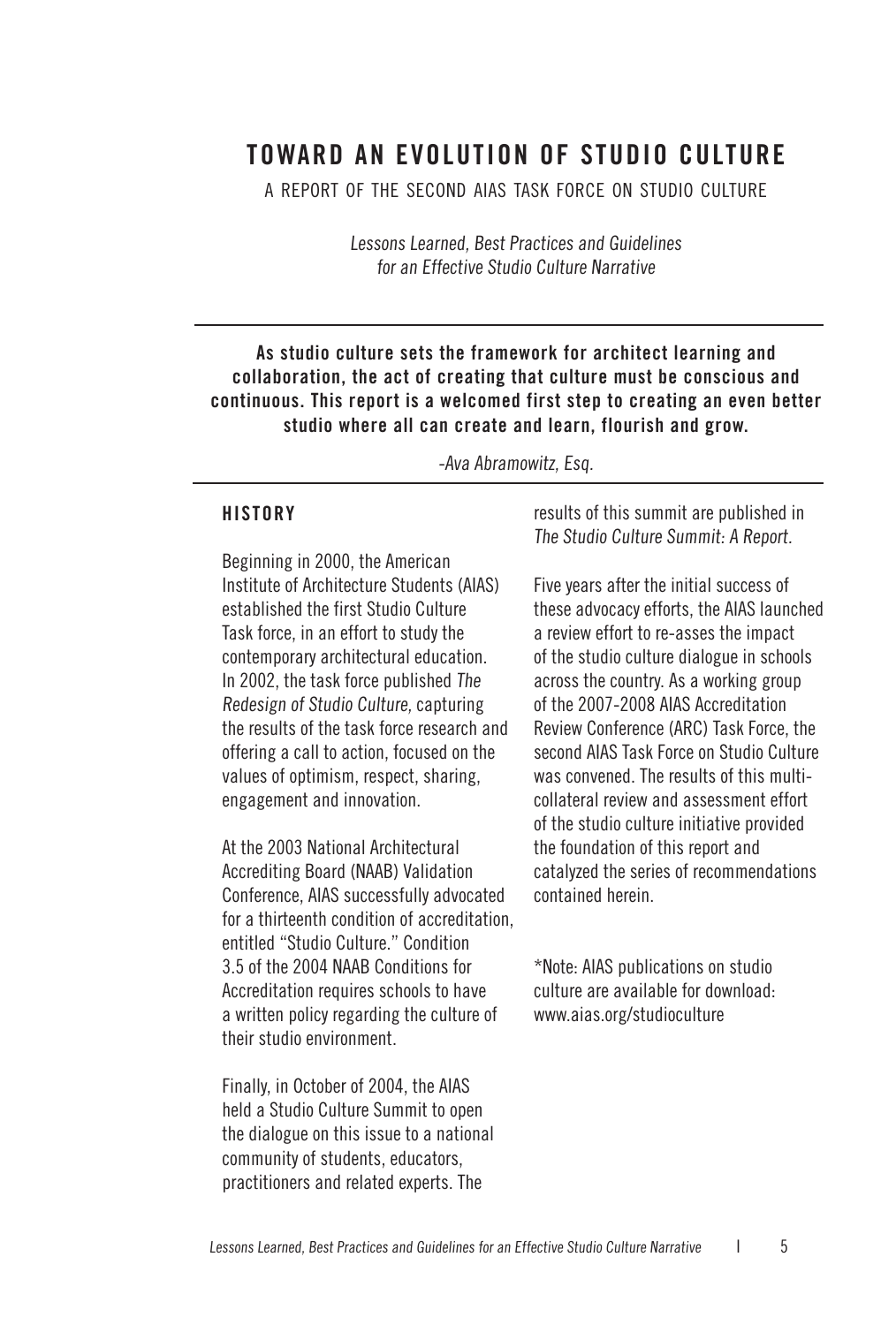# TOWARD AN EVOLUTION OF STUDIO CULTURE

A REPORT OF THE SECOND AIAS TASK FORCE ON STUDIO CULTURE

*Lessons Learned, Best Practices and Guidelines for an Effective Studio Culture Narrative*

---

**As studio culture sets the framework for architect learning and collaboration, the act of creating that culture must be conscious and continuous. This report is a welcomed first step to creating an even better studio where all can create and learn, flourish and grow.**

*-Ava Abramowitz, Esq.*

---

## HISTORY

Beginning in 2000, the American Institute of Architecture Students (AIAS) established the first Studio Culture Task force, in an effort to study the contemporary architectural education. In 2002, the task force published *The Redesign of Studio Culture,* capturing the results of the task force research and offering a call to action, focused on the values of optimism, respect, sharing, engagement and innovation.

At the 2003 National Architectural Accrediting Board (NAAB) Validation Conference, AIAS successfully advocated for a thirteenth condition of accreditation, entitled "Studio Culture." Condition 3.5 of the 2004 NAAB Conditions for Accreditation requires schools to have a written policy regarding the culture of their studio environment.

Finally, in October of 2004, the AIAS held a Studio Culture Summit to open the dialogue on this issue to a national community of students, educators, practitioners and related experts. The results of this summit are published in *The Studio Culture Summit: A Report.*

Five years after the initial success of these advocacy efforts, the AIAS launched a review effort to re-asses the impact of the studio culture dialogue in schools across the country. As a working group of the 2007-2008 AIAS Accreditation Review Conference (ARC) Task Force, the second AIAS Task Force on Studio Culture was convened. The results of this multi-collateral review and assessment effort of the studio culture initiative provided the foundation of this report and catalyzed the series of recommendations contained herein.

*Note: AIAS publications on studio culture are available for download: www.aias.org/studioculture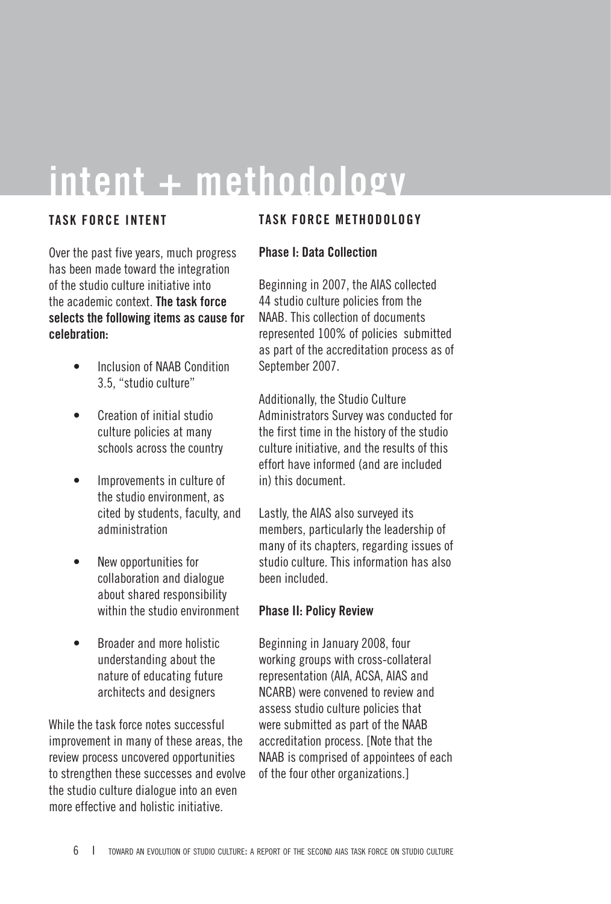# intent + methodology

## TASK FORCE INTENT

Over the past five years, much progress has been made toward the integration of the studio culture initiative into the academic context. **The task force selects the following items as cause for celebration:**

- Inclusion of NAAB Condition 3.5, "studio culture"
- Creation of initial studio culture policies at many schools across the country
- Improvements in culture of the studio environment, as cited by students, faculty, and administration
- New opportunities for collaboration and dialogue about shared responsibility within the studio environment
- Broader and more holistic understanding about the nature of educating future architects and designers

While the task force notes successful improvement in many of these areas, the review process uncovered opportunities to strengthen these successes and evolve the studio culture dialogue into an even more effective and holistic initiative.

## TASK FORCE METHODOLOGY

### Phase I: Data Collection

Beginning in 2007, the AIAS collected 44 studio culture policies from the NAAB. This collection of documents represented 100% of policies submitted as part of the accreditation process as of September 2007.

Additionally, the Studio Culture Administrators Survey was conducted for the first time in the history of the studio culture initiative, and the results of this effort have informed (and are included in) this document.

Lastly, the AIAS also surveyed its members, particularly the leadership of many of its chapters, regarding issues of studio culture. This information has also been included.

### Phase II: Policy Review

Beginning in January 2008, four working groups with cross-collateral representation (AIA, ACSA, AIAS and NCARB) were convened to review and assess studio culture policies that were submitted as part of the NAAB accreditation process. [Note that the NAAB is comprised of appointees of each of the four other organizations.]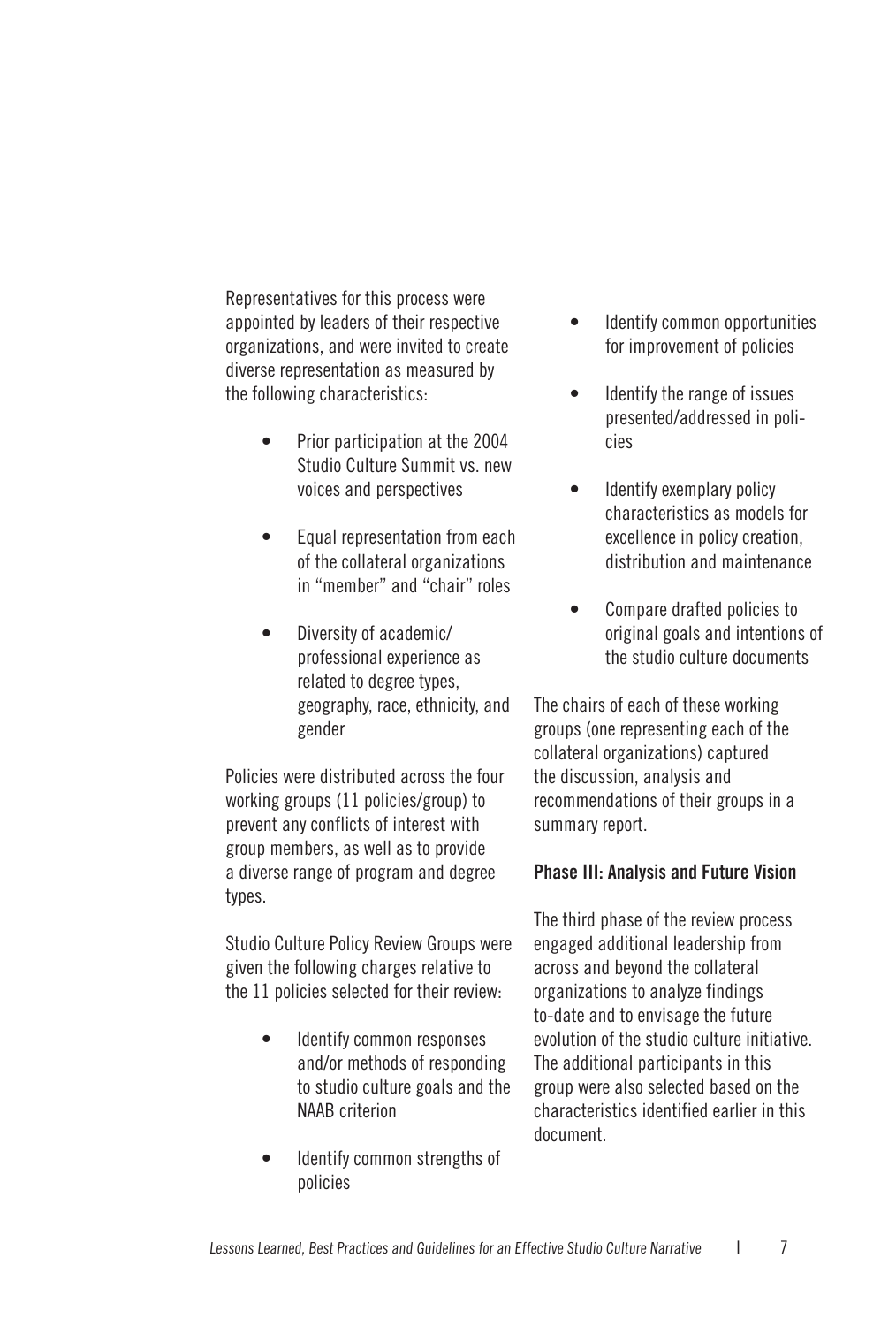Representatives for this process were appointed by leaders of their respective organizations, and were invited to create diverse representation as measured by the following characteristics:

- Prior participation at the 2004 Studio Culture Summit vs. new voices and perspectives
- Equal representation from each of the collateral organizations in "member" and "chair" roles
- Diversity of academic/ professional experience as related to degree types, geography, race, ethnicity, and gender

Policies were distributed across the four working groups (11 policies/group) to prevent any conflicts of interest with group members, as well as to provide a diverse range of program and degree types.

Studio Culture Policy Review Groups were given the following charges relative to the 11 policies selected for their review:

- Identify common responses and/or methods of responding to studio culture goals and the NAAB criterion
- Identify common strengths of policies
- Identify common opportunities for improvement of policies
- Identify the range of issues presented/addressed in policies
- Identify exemplary policy characteristics as models for excellence in policy creation, distribution and maintenance
- Compare drafted policies to original goals and intentions of the studio culture documents

The chairs of each of these working groups (one representing each of the collateral organizations) captured the discussion, analysis and recommendations of their groups in a summary report.

**Phase III: Analysis and Future Vision**

The third phase of the review process engaged additional leadership from across and beyond the collateral organizations to analyze findings to-date and to envisage the future evolution of the studio culture initiative. The additional participants in this group were also selected based on the characteristics identified earlier in this document.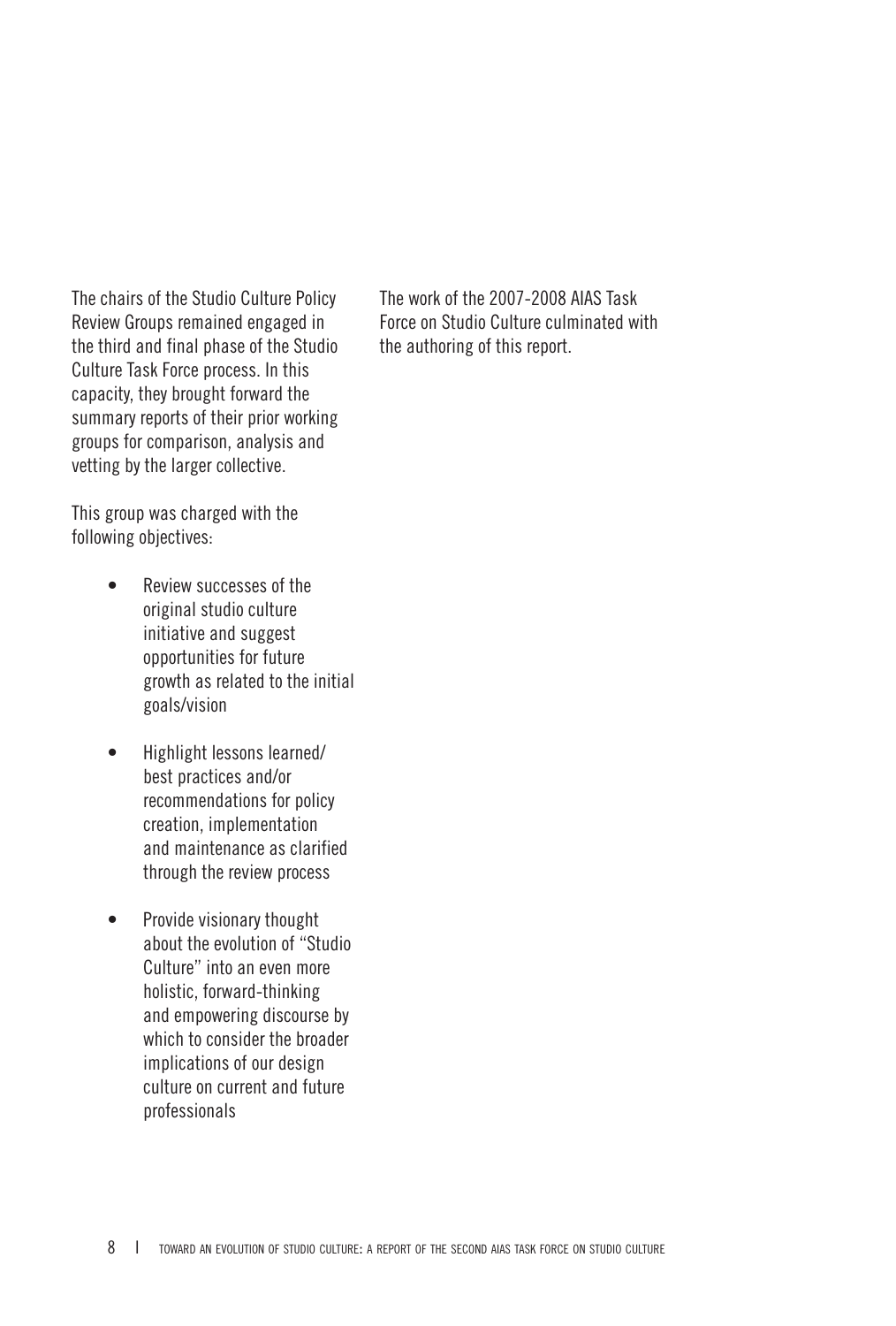The chairs of the Studio Culture Policy Review Groups remained engaged in the third and final phase of the Studio Culture Task Force process. In this capacity, they brought forward the summary reports of their prior working groups for comparison, analysis and vetting by the larger collective.

This group was charged with the following objectives:

- Review successes of the original studio culture initiative and suggest opportunities for future growth as related to the initial goals/vision
- Highlight lessons learned/ best practices and/or recommendations for policy creation, implementation and maintenance as clarified through the review process
- Provide visionary thought about the evolution of "Studio Culture" into an even more holistic, forward-thinking and empowering discourse by which to consider the broader implications of our design culture on current and future professionals

The work of the 2007-2008 AIAS Task Force on Studio Culture culminated with the authoring of this report.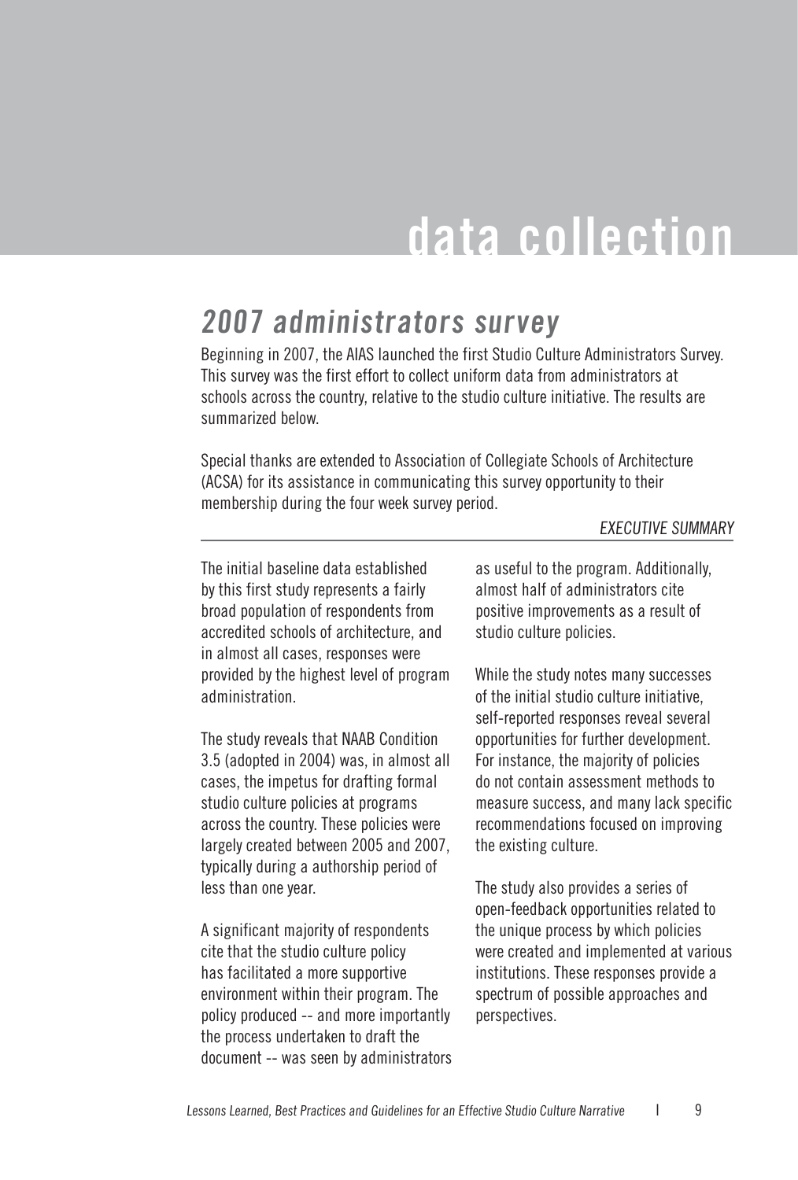# data collection

## *2007 administrators survey*

Beginning in 2007, the AIAS launched the first Studio Culture Administrators Survey. This survey was the first effort to collect uniform data from administrators at schools across the country, relative to the studio culture initiative. The results are summarized below.

Special thanks are extended to Association of Collegiate Schools of Architecture (ACSA) for its assistance in communicating this survey opportunity to their membership during the four week survey period.

### *EXECUTIVE SUMMARY*

The initial baseline data established by this first study represents a fairly broad population of respondents from accredited schools of architecture, and in almost all cases, responses were provided by the highest level of program administration.

The study reveals that NAAB Condition 3.5 (adopted in 2004) was, in almost all cases, the impetus for drafting formal studio culture policies at programs across the country. These policies were largely created between 2005 and 2007, typically during a authorship period of less than one year.

A significant majority of respondents cite that the studio culture policy has facilitated a more supportive environment within their program. The policy produced -- and more importantly the process undertaken to draft the document -- was seen by administrators as useful to the program. Additionally, almost half of administrators cite positive improvements as a result of studio culture policies.

While the study notes many successes of the initial studio culture initiative, self-reported responses reveal several opportunities for further development. For instance, the majority of policies do not contain assessment methods to measure success, and many lack specific recommendations focused on improving the existing culture.

The study also provides a series of open-feedback opportunities related to the unique process by which policies were created and implemented at various institutions. These responses provide a spectrum of possible approaches and perspectives.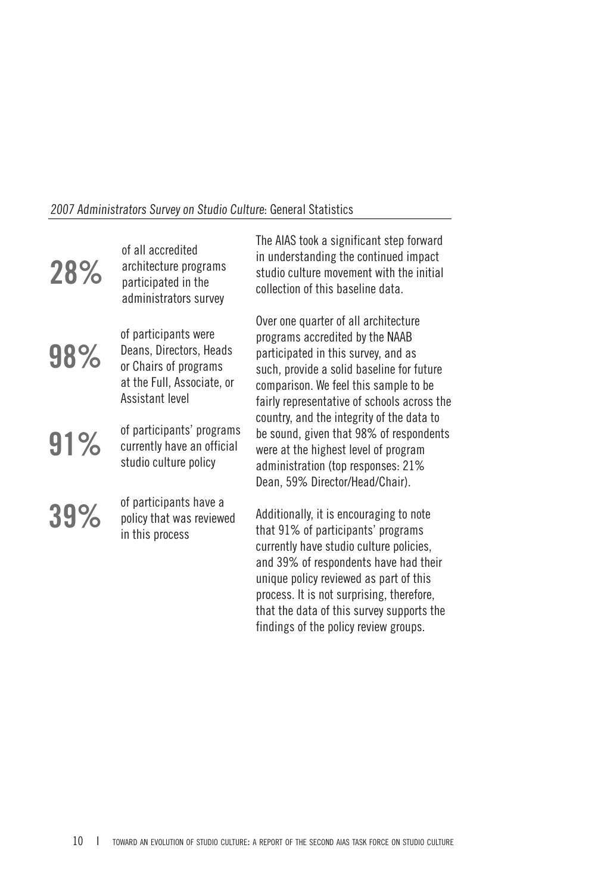## *2007 Administrators Survey on Studio Culture*: General Statistics

**28%** of all accredited architecture programs participated in the administrators survey

**98%** of participants were Deans, Directors, Heads or Chairs of programs at the Full, Associate, or Assistant level

**91%** of participants' programs currently have an official studio culture policy

**39%** of participants have a policy that was reviewed in this process

The AIAS took a significant step forward in understanding the continued impact studio culture movement with the initial collection of this baseline data.

Over one quarter of all architecture programs accredited by the NAAB participated in this survey, and as such, provide a solid baseline for future comparison. We feel this sample to be fairly representative of schools across the country, and the integrity of the data to be sound, given that 98% of respondents were at the highest level of program administration (top responses: 21% Dean, 59% Director/Head/Chair).

Additionally, it is encouraging to note that 91% of participants' programs currently have studio culture policies, and 39% of respondents have had their unique policy reviewed as part of this process. It is not surprising, therefore, that the data of this survey supports the findings of the policy review groups.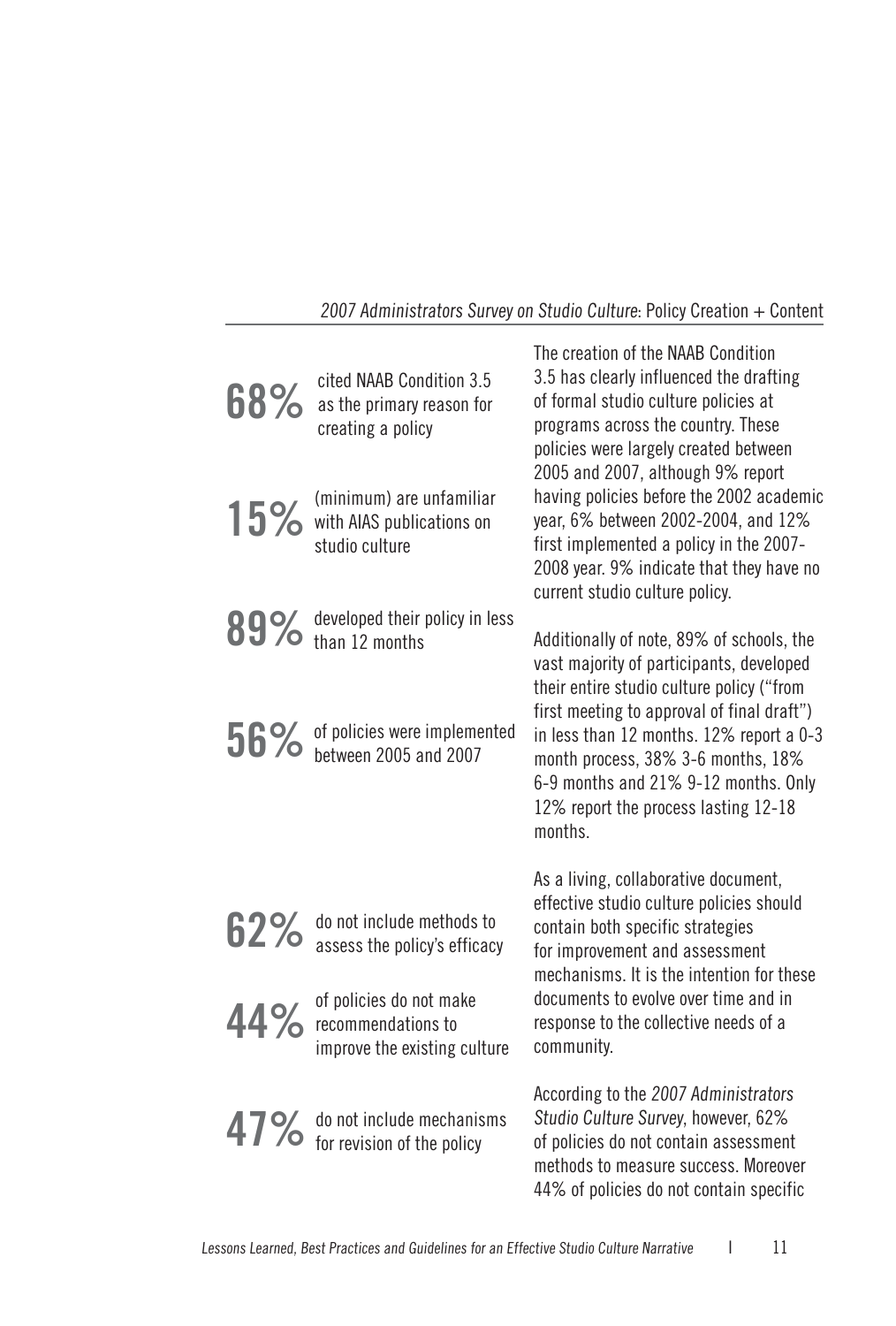## *2007 Administrators Survey on Studio Culture*: Policy Creation + Content

**68%** cited NAAB Condition 3.5 as the primary reason for creating a policy

**15%** (minimum) are unfamiliar with AIAS publications on studio culture

**89%** developed their policy in less than 12 months

**56%** of policies were implemented between 2005 and 2007

**62%** do not include methods to assess the policy's efficacy

**44%** of policies do not make recommendations to improve the existing culture

**47%** do not include mechanisms for revision of the policy

The creation of the NAAB Condition 3.5 has clearly influenced the drafting of formal studio culture policies at programs across the country. These policies were largely created between 2005 and 2007, although 9% report having policies before the 2002 academic year, 6% between 2002-2004, and 12% first implemented a policy in the 2007-2008 year. 9% indicate that they have no current studio culture policy.

Additionally of note, 89% of schools, the vast majority of participants, developed their entire studio culture policy ("from first meeting to approval of final draft") in less than 12 months. 12% report a 0-3 month process, 38% 3-6 months, 18% 6-9 months and 21% 9-12 months. Only 12% report the process lasting 12-18 months.

As a living, collaborative document, effective studio culture policies should contain both specific strategies for improvement and assessment mechanisms. It is the intention for these documents to evolve over time and in response to the collective needs of a community.

According to the *2007 Administrators Studio Culture Survey*, however, 62% of policies do not contain assessment methods to measure success. Moreover 44% of policies do not contain specific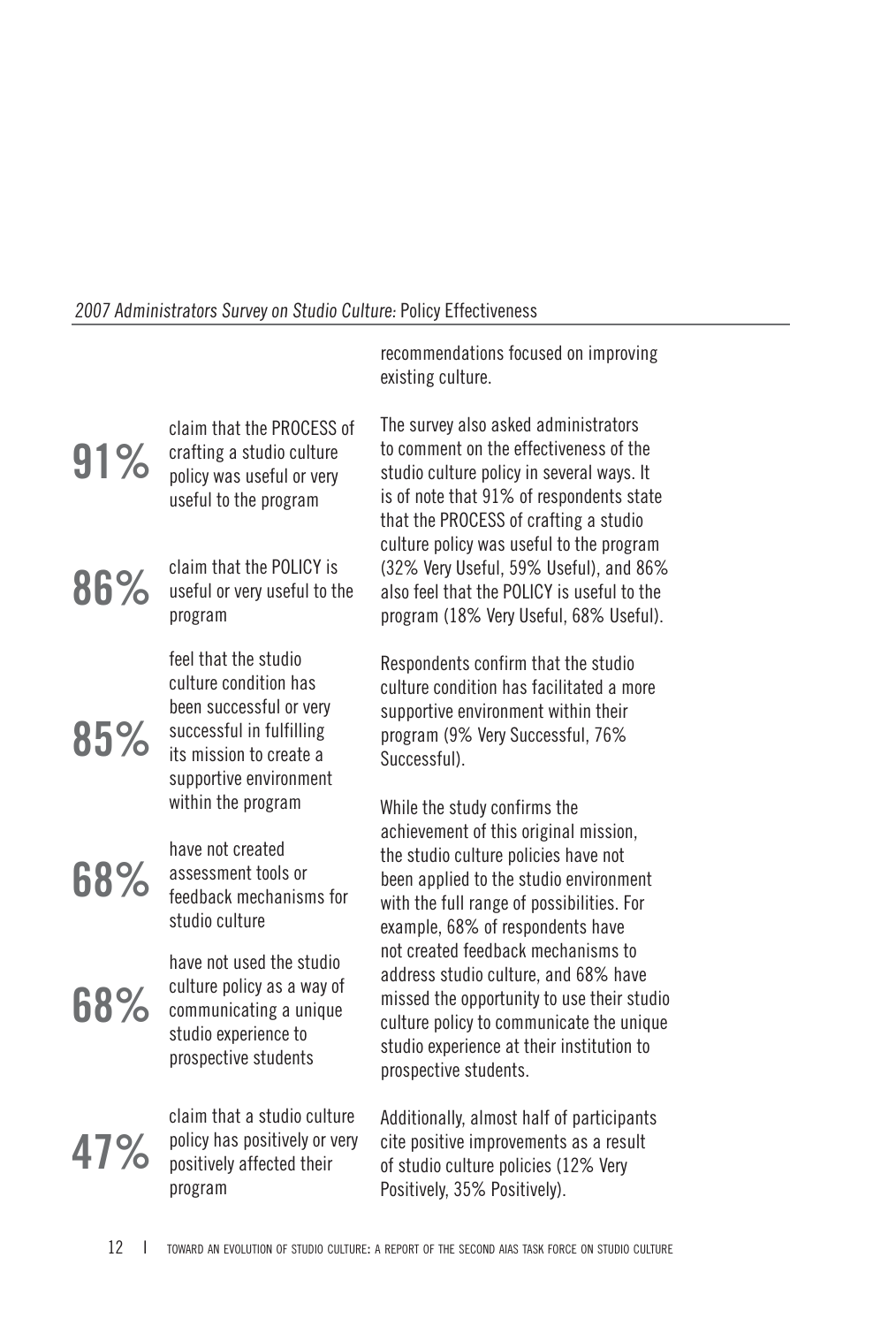*2007 Administrators Survey on Studio Culture:* Policy Effectiveness

**91%** claim that the PROCESS of crafting a studio culture policy was useful or very useful to the program

**86%** claim that the POLICY is useful or very useful to the program

**85%** feel that the studio culture condition has been successful or very successful in fulfilling its mission to create a supportive environment within the program

**68%** have not created assessment tools or feedback mechanisms for studio culture

**68%** have not used the studio culture policy as a way of communicating a unique studio experience to prospective students

**47%** claim that a studio culture policy has positively or very positively affected their program

recommendations focused on improving existing culture.

The survey also asked administrators to comment on the effectiveness of the studio culture policy in several ways. It is of note that 91% of respondents state that the PROCESS of crafting a studio culture policy was useful to the program (32% Very Useful, 59% Useful), and 86% also feel that the POLICY is useful to the program (18% Very Useful, 68% Useful).

Respondents confirm that the studio culture condition has facilitated a more supportive environment within their program (9% Very Successful, 76% Successful).

While the study confirms the achievement of this original mission, the studio culture policies have not been applied to the studio environment with the full range of possibilities. For example, 68% of respondents have not created feedback mechanisms to address studio culture, and 68% have missed the opportunity to use their studio culture policy to communicate the unique studio experience at their institution to prospective students.

Additionally, almost half of participants cite positive improvements as a result of studio culture policies (12% Very Positively, 35% Positively).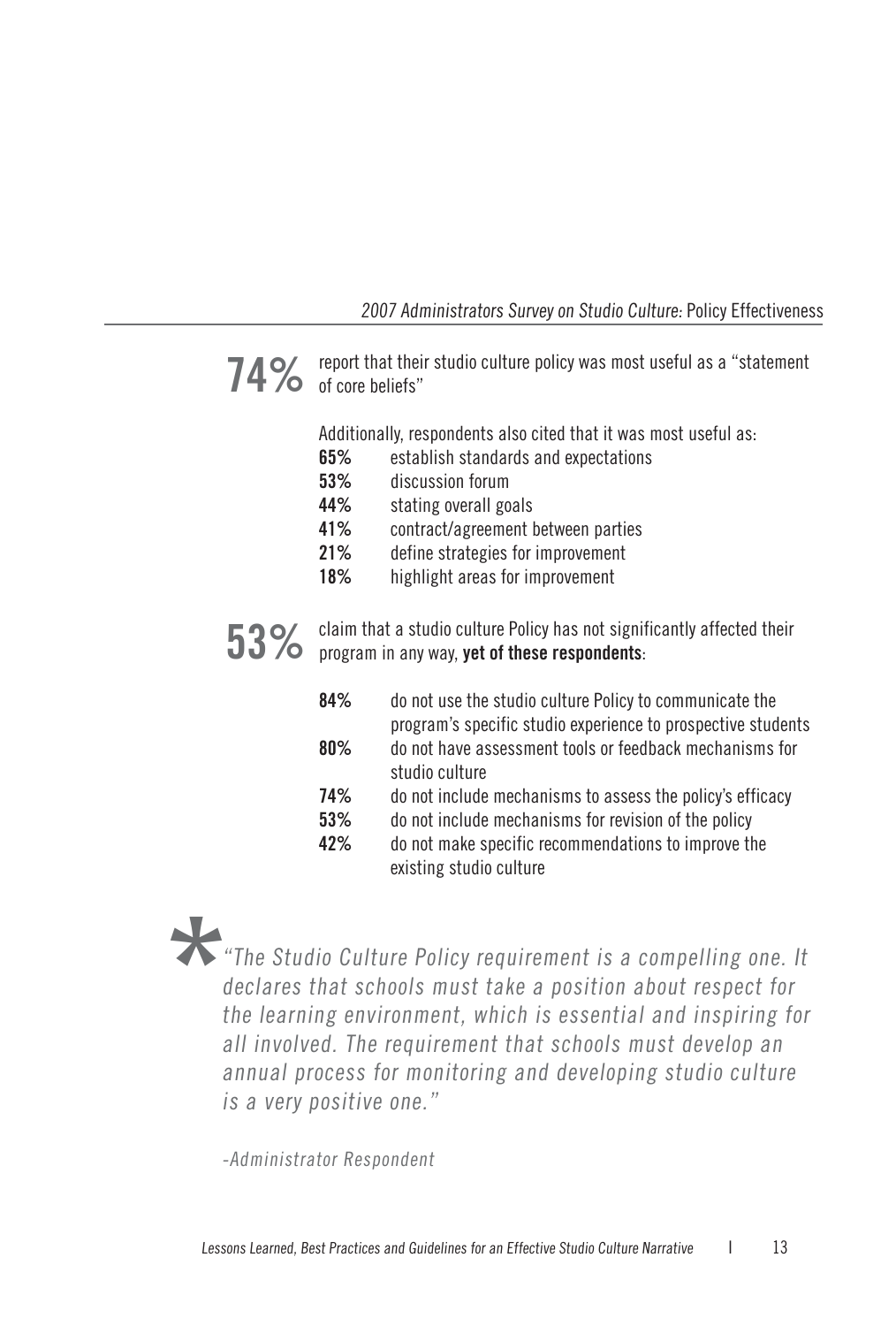## *2007 Administrators Survey on Studio Culture:* Policy Effectiveness

**74%** report that their studio culture policy was most useful as a "statement of core beliefs"

Additionally, respondents also cited that it was most useful as:

- **65%** establish standards and expectations
- **53%** discussion forum
- **44%** stating overall goals
- **41%** contract/agreement between parties
- **21%** define strategies for improvement
- **18%** highlight areas for improvement

**53%** claim that a studio culture Policy has not significantly affected their program in any way, **yet of these respondents**:

- **84%** do not use the studio culture Policy to communicate the program's specific studio experience to prospective students
- **80%** do not have assessment tools or feedback mechanisms for studio culture
- **74%** do not include mechanisms to assess the policy's efficacy
- **53%** do not include mechanisms for revision of the policy
- **42%** do not make specific recommendations to improve the existing studio culture

*

*"The Studio Culture Policy requirement is a compelling one. It declares that schools must take a position about respect for the learning environment, which is essential and inspiring for all involved. The requirement that schools must develop an annual process for monitoring and developing studio culture is a very positive one."*

*-Administrator Respondent*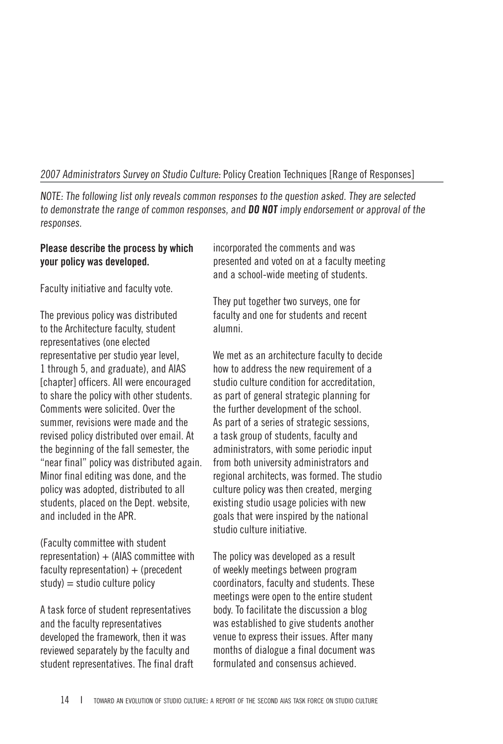*2007 Administrators Survey on Studio Culture:* Policy Creation Techniques [Range of Responses]

*NOTE: The following list only reveals common responses to the question asked. They are selected to demonstrate the range of common responses, and **DO NOT** imply endorsement or approval of the responses.*

**Please describe the process by which your policy was developed.**

Faculty initiative and faculty vote.

The previous policy was distributed to the Architecture faculty, student representatives (one elected representative per studio year level, 1 through 5, and graduate), and AIAS [chapter] officers. All were encouraged to share the policy with other students. Comments were solicited. Over the summer, revisions were made and the revised policy distributed over email. At the beginning of the fall semester, the "near final" policy was distributed again. Minor final editing was done, and the policy was adopted, distributed to all students, placed on the Dept. website, and included in the APR.

(Faculty committee with student representation) + (AIAS committee with faculty representation) + (precedent study) = studio culture policy

A task force of student representatives and the faculty representatives developed the framework, then it was reviewed separately by the faculty and student representatives. The final draft incorporated the comments and was presented and voted on at a faculty meeting and a school-wide meeting of students.

They put together two surveys, one for faculty and one for students and recent alumni.

We met as an architecture faculty to decide how to address the new requirement of a studio culture condition for accreditation, as part of general strategic planning for the further development of the school. As part of a series of strategic sessions, a task group of students, faculty and administrators, with some periodic input from both university administrators and regional architects, was formed. The studio culture policy was then created, merging existing studio usage policies with new goals that were inspired by the national studio culture initiative.

The policy was developed as a result of weekly meetings between program coordinators, faculty and students. These meetings were open to the entire student body. To facilitate the discussion a blog was established to give students another venue to express their issues. After many months of dialogue a final document was formulated and consensus achieved.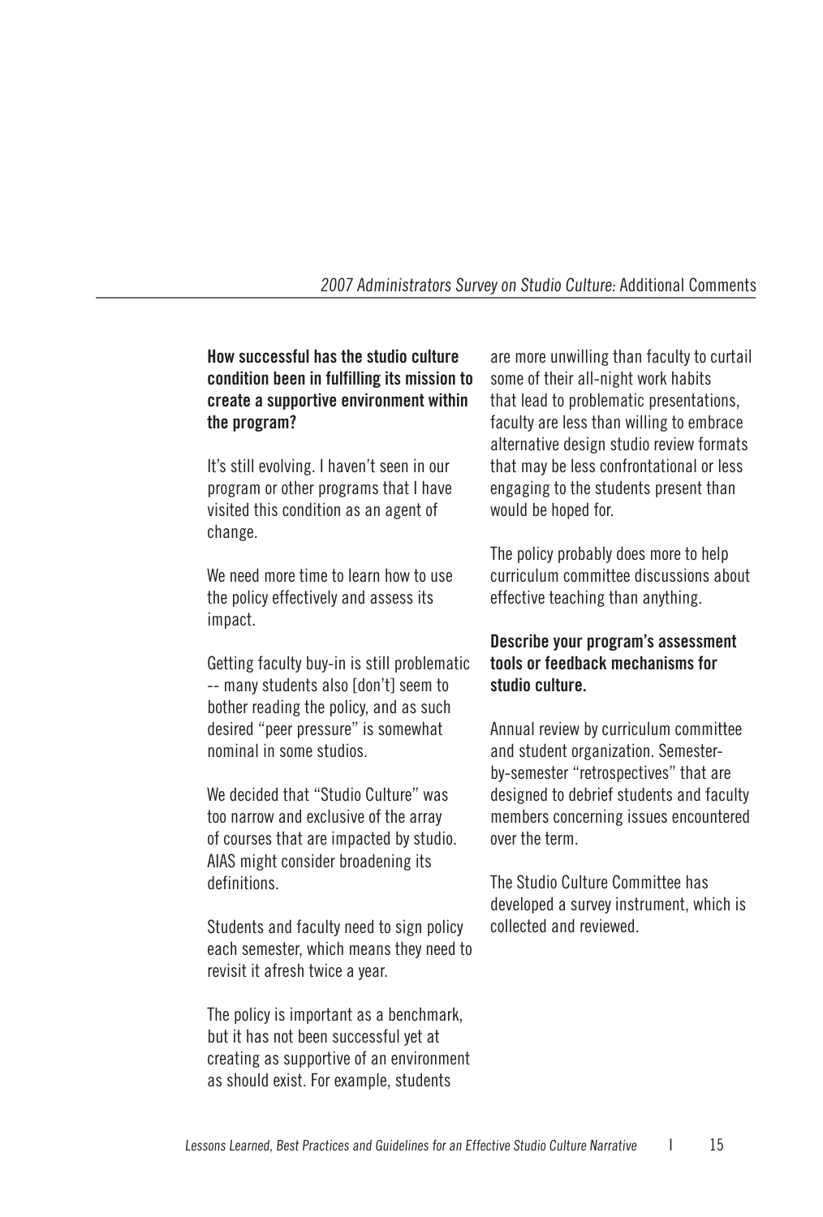## *2007 Administrators Survey on Studio Culture:* Additional Comments

**How successful has the studio culture condition been in fulfilling its mission to create a supportive environment within the program?**

It's still evolving. I haven't seen in our program or other programs that I have visited this condition as an agent of change.

We need more time to learn how to use the policy effectively and assess its impact.

Getting faculty buy-in is still problematic -- many students also [don't] seem to bother reading the policy, and as such desired "peer pressure" is somewhat nominal in some studios.

We decided that "Studio Culture" was too narrow and exclusive of the array of courses that are impacted by studio. AIAS might consider broadening its definitions.

Students and faculty need to sign policy each semester, which means they need to revisit it afresh twice a year.

The policy is important as a benchmark, but it has not been successful yet at creating as supportive of an environment as should exist. For example, students are more unwilling than faculty to curtail some of their all-night work habits that lead to problematic presentations, faculty are less than willing to embrace alternative design studio review formats that may be less confrontational or less engaging to the students present than would be hoped for.

The policy probably does more to help curriculum committee discussions about effective teaching than anything.

**Describe your program's assessment tools or feedback mechanisms for studio culture.**

Annual review by curriculum committee and student organization. Semester-by-semester "retrospectives" that are designed to debrief students and faculty members concerning issues encountered over the term.

The Studio Culture Committee has developed a survey instrument, which is collected and reviewed.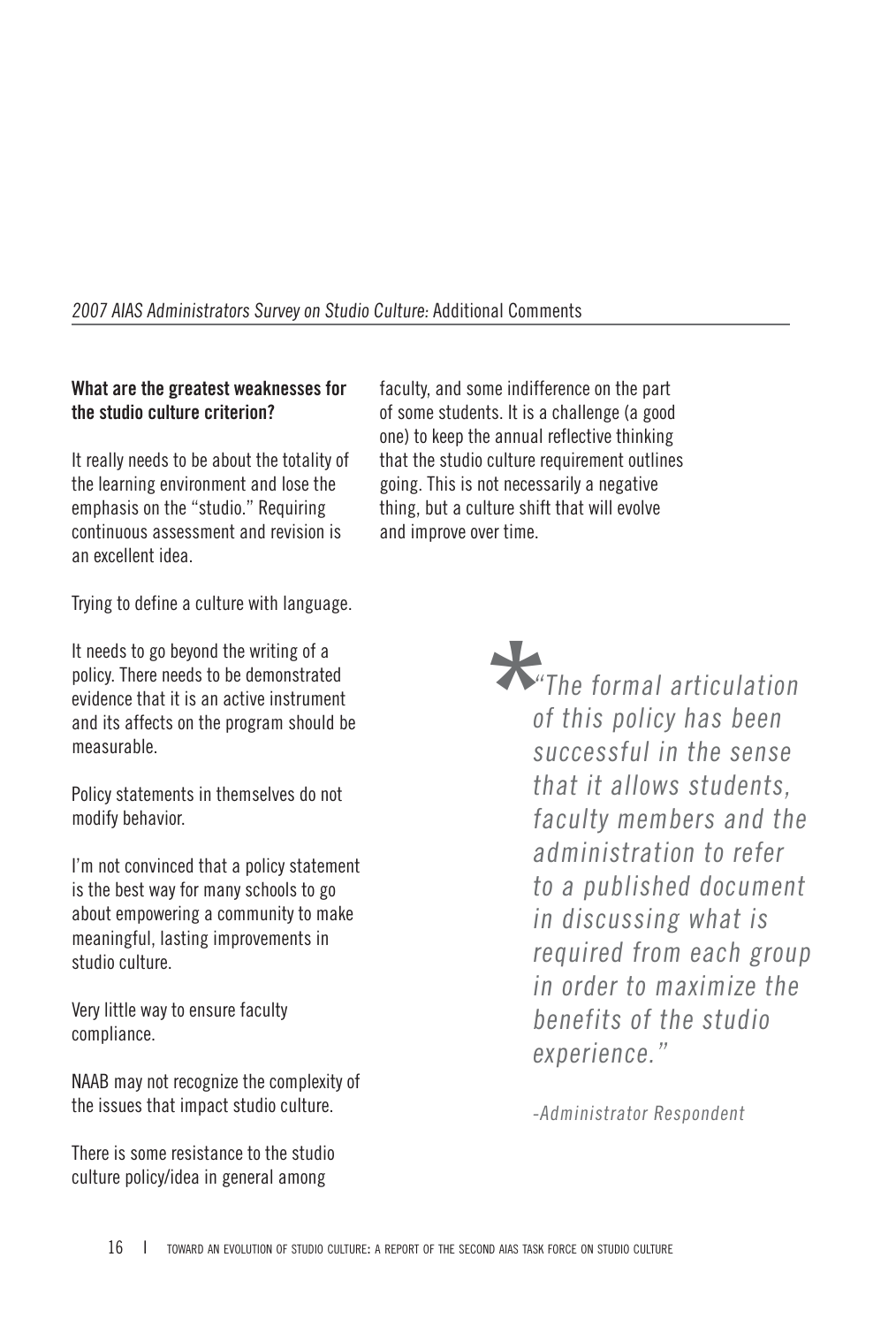*2007 AIAS Administrators Survey on Studio Culture:* Additional Comments

**What are the greatest weaknesses for the studio culture criterion?**

It really needs to be about the totality of the learning environment and lose the emphasis on the "studio." Requiring continuous assessment and revision is an excellent idea.

Trying to define a culture with language.

It needs to go beyond the writing of a policy. There needs to be demonstrated evidence that it is an active instrument and its affects on the program should be measurable.

Policy statements in themselves do not modify behavior.

I'm not convinced that a policy statement is the best way for many schools to go about empowering a community to make meaningful, lasting improvements in studio culture.

Very little way to ensure faculty compliance.

NAAB may not recognize the complexity of the issues that impact studio culture.

There is some resistance to the studio culture policy/idea in general among faculty, and some indifference on the part of some students. It is a challenge (a good one) to keep the annual reflective thinking that the studio culture requirement outlines going. This is not necessarily a negative thing, but a culture shift that will evolve and improve over time.

*"The formal articulation of this policy has been successful in the sense that it allows students, faculty members and the administration to refer to a published document in discussing what is required from each group in order to maximize the benefits of the studio experience."*

*-Administrator Respondent*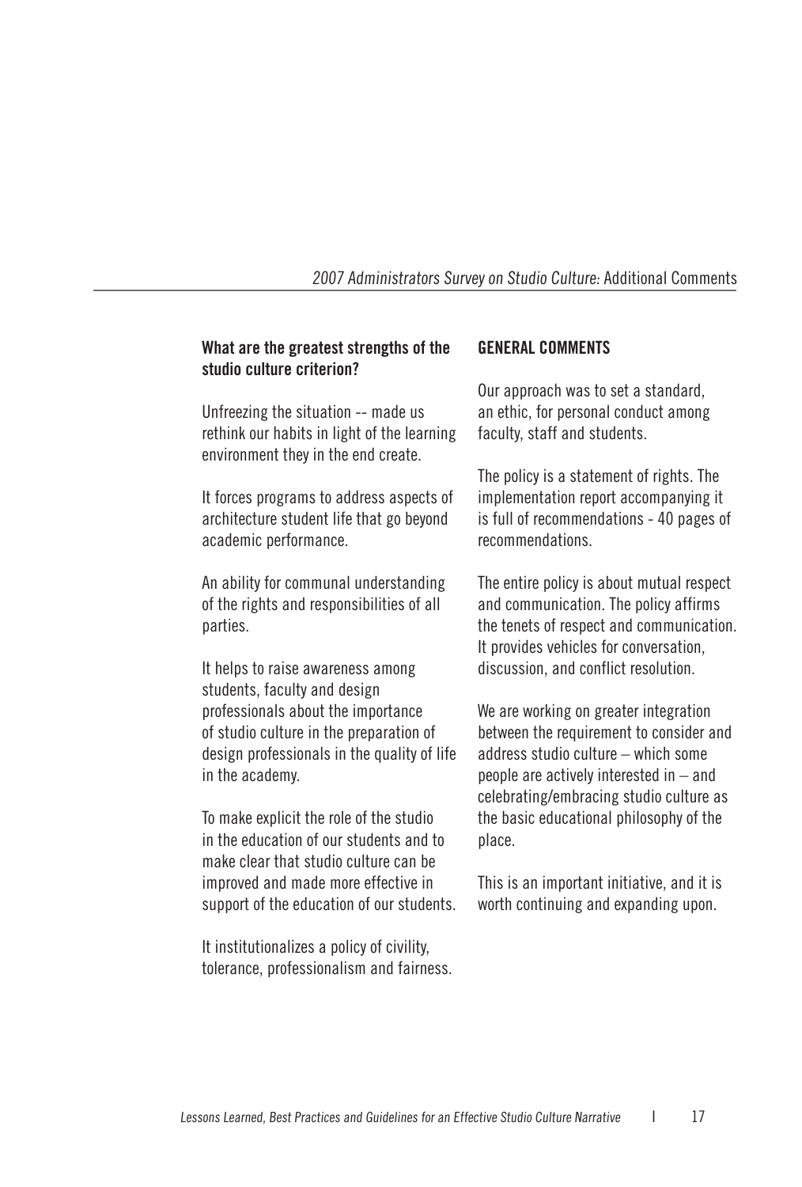### What are the greatest strengths of the studio culture criterion?

Unfreezing the situation -- made us rethink our habits in light of the learning environment they in the end create.

It forces programs to address aspects of architecture student life that go beyond academic performance.

An ability for communal understanding of the rights and responsibilities of all parties.

It helps to raise awareness among students, faculty and design professionals about the importance of studio culture in the preparation of design professionals in the quality of life in the academy.

To make explicit the role of the studio in the education of our students and to make clear that studio culture can be improved and made more effective in support of the education of our students.

It institutionalizes a policy of civility, tolerance, professionalism and fairness.

### GENERAL COMMENTS

Our approach was to set a standard, an ethic, for personal conduct among faculty, staff and students.

The policy is a statement of rights. The implementation report accompanying it is full of recommendations - 40 pages of recommendations.

The entire policy is about mutual respect and communication. The policy affirms the tenets of respect and communication. It provides vehicles for conversation, discussion, and conflict resolution.

We are working on greater integration between the requirement to consider and address studio culture – which some people are actively interested in – and celebrating/embracing studio culture as the basic educational philosophy of the place.

This is an important initiative, and it is worth continuing and expanding upon.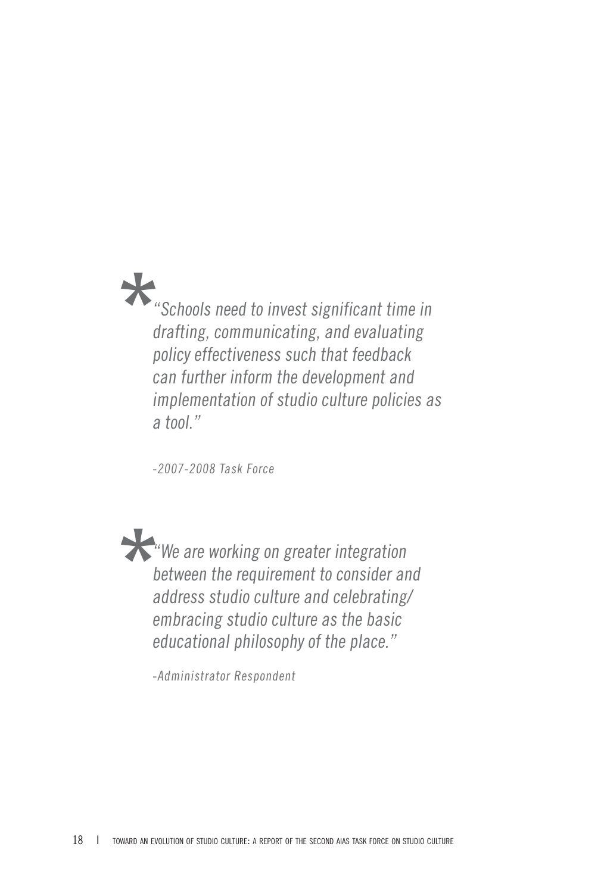*"Schools need to invest significant time in drafting, communicating, and evaluating policy effectiveness such that feedback can further inform the development and implementation of studio culture policies as a tool."*

*-2007-2008 Task Force*

*"We are working on greater integration between the requirement to consider and address studio culture and celebrating/embracing studio culture as the basic educational philosophy of the place."*

*-Administrator Respondent*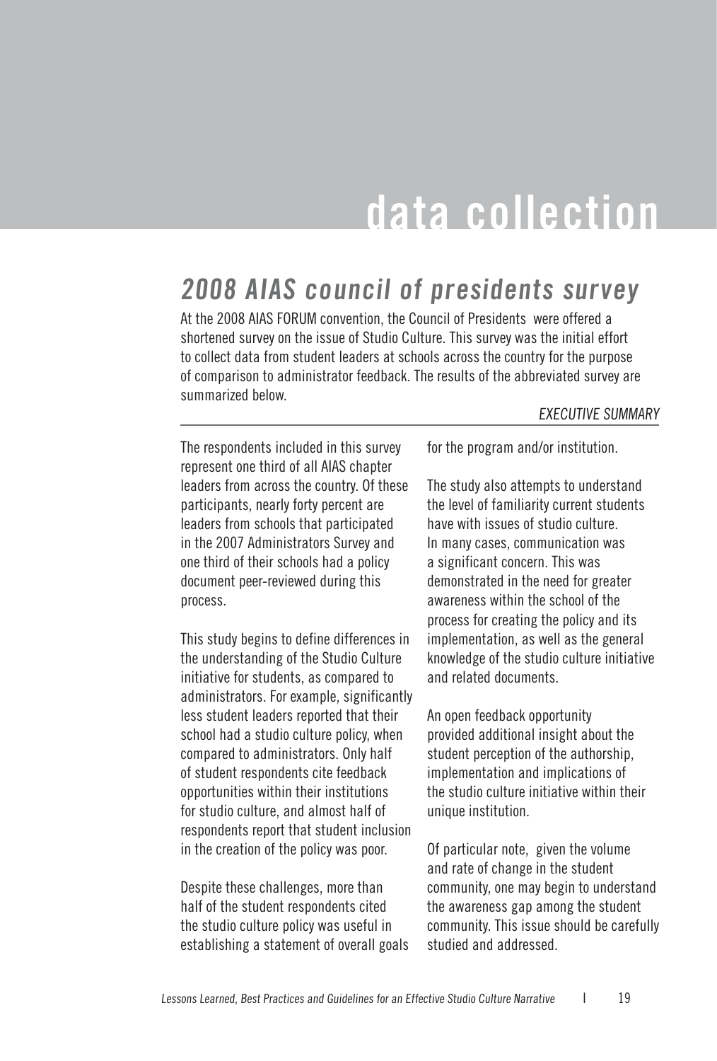# data collection

## *2008 AIAS council of presidents survey*

At the 2008 AIAS FORUM convention, the Council of Presidents were offered a shortened survey on the issue of Studio Culture. This survey was the initial effort to collect data from student leaders at schools across the country for the purpose of comparison to administrator feedback. The results of the abbreviated survey are summarized below.

### *EXECUTIVE SUMMARY*

The respondents included in this survey represent one third of all AIAS chapter leaders from across the country. Of these participants, nearly forty percent are leaders from schools that participated in the 2007 Administrators Survey and one third of their schools had a policy document peer-reviewed during this process.

This study begins to define differences in the understanding of the Studio Culture initiative for students, as compared to administrators. For example, significantly less student leaders reported that their school had a studio culture policy, when compared to administrators. Only half of student respondents cite feedback opportunities within their institutions for studio culture, and almost half of respondents report that student inclusion in the creation of the policy was poor.

Despite these challenges, more than half of the student respondents cited the studio culture policy was useful in establishing a statement of overall goals for the program and/or institution.

The study also attempts to understand the level of familiarity current students have with issues of studio culture. In many cases, communication was a significant concern. This was demonstrated in the need for greater awareness within the school of the process for creating the policy and its implementation, as well as the general knowledge of the studio culture initiative and related documents.

An open feedback opportunity provided additional insight about the student perception of the authorship, implementation and implications of the studio culture initiative within their unique institution.

Of particular note, given the volume and rate of change in the student community, one may begin to understand the awareness gap among the student community. This issue should be carefully studied and addressed.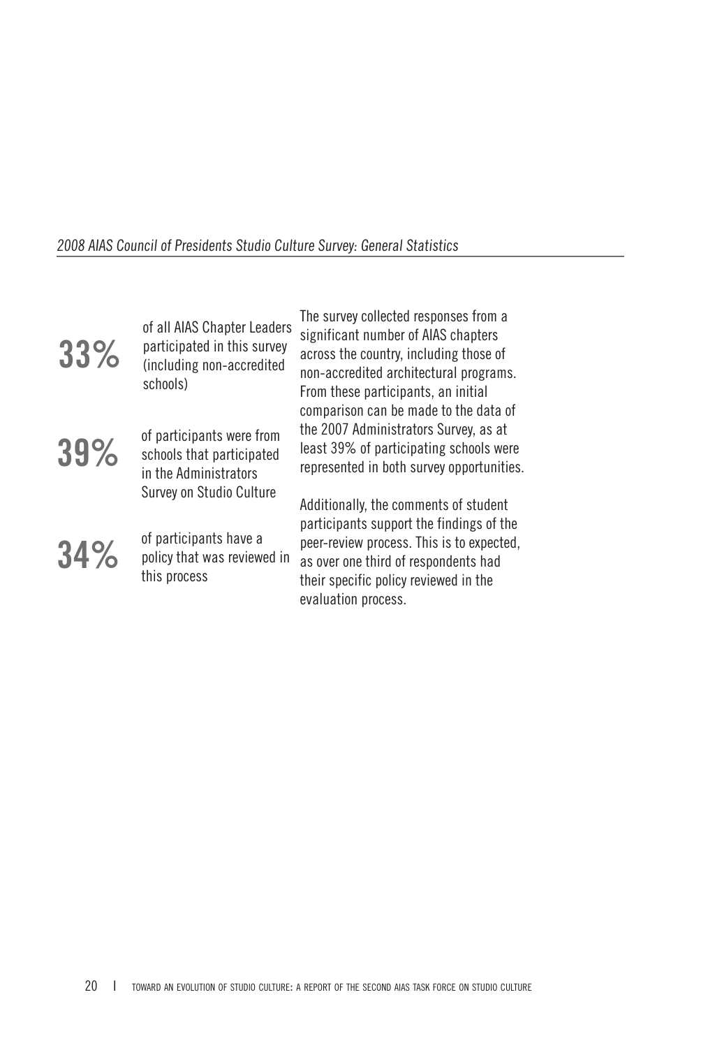*2008 AIAS Council of Presidents Studio Culture Survey: General Statistics*

**33%** of all AIAS Chapter Leaders participated in this survey (including non-accredited schools)

**39%** of participants were from schools that participated in the Administrators Survey on Studio Culture

**34%** of participants have a policy that was reviewed in this process

The survey collected responses from a significant number of AIAS chapters across the country, including those of non-accredited architectural programs. From these participants, an initial comparison can be made to the data of the 2007 Administrators Survey, as at least 39% of participating schools were represented in both survey opportunities.

Additionally, the comments of student participants support the findings of the peer-review process. This is to expected, as over one third of respondents had their specific policy reviewed in the evaluation process.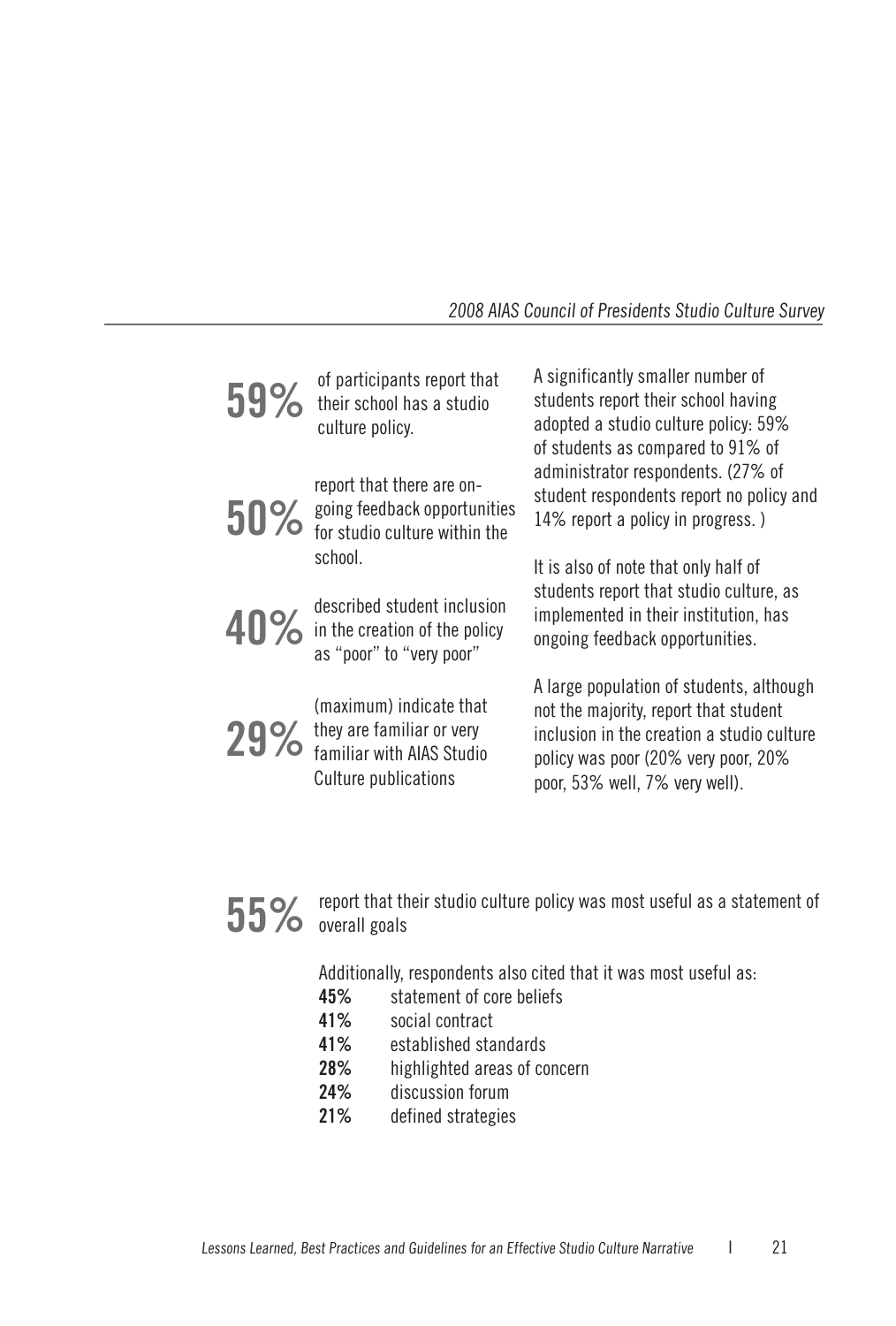**59%** of participants report that their school has a studio culture policy.

**50%** report that there are on-going feedback opportunities for studio culture within the school.

**40%** described student inclusion in the creation of the policy as "poor" to "very poor"

**29%** (maximum) indicate that they are familiar or very familiar with AIAS Studio Culture publications

A significantly smaller number of students report their school having adopted a studio culture policy: 59% of students as compared to 91% of administrator respondents. (27% of student respondents report no policy and 14% report a policy in progress. )

It is also of note that only half of students report that studio culture, as implemented in their institution, has ongoing feedback opportunities.

A large population of students, although not the majority, report that student inclusion in the creation a studio culture policy was poor (20% very poor, 20% poor, 53% well, 7% very well).

**55%** report that their studio culture policy was most useful as a statement of overall goals

Additionally, respondents also cited that it was most useful as:

**45%** statement of core beliefs
**41%** social contract
**41%** established standards
**28%** highlighted areas of concern
**24%** discussion forum
**21%** defined strategies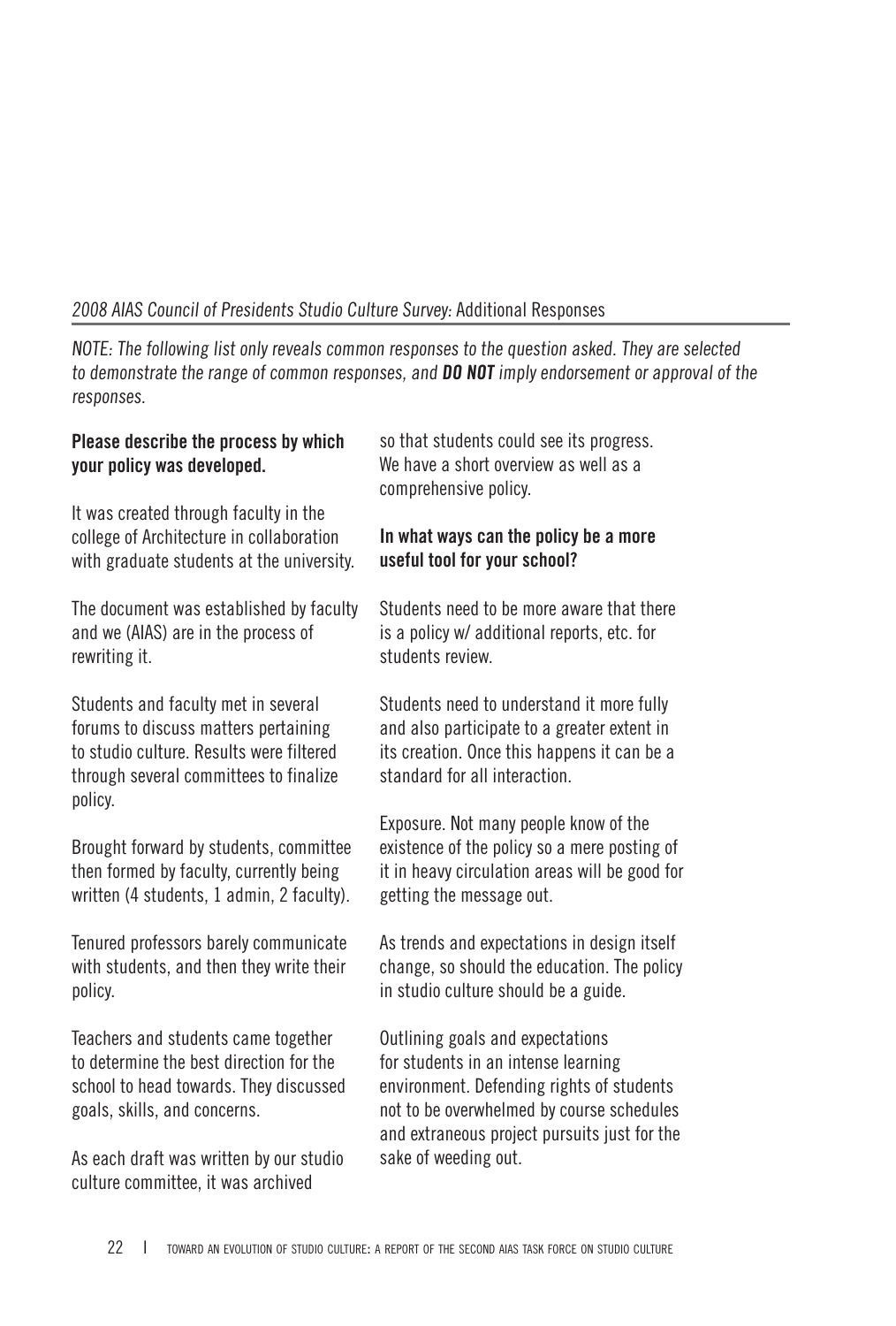*2008 AIAS Council of Presidents Studio Culture Survey:* Additional Responses

*NOTE: The following list only reveals common responses to the question asked. They are selected to demonstrate the range of common responses, and **DO NOT** imply endorsement or approval of the responses.*

**Please describe the process by which your policy was developed.**

It was created through faculty in the college of Architecture in collaboration with graduate students at the university.

The document was established by faculty and we (AIAS) are in the process of rewriting it.

Students and faculty met in several forums to discuss matters pertaining to studio culture. Results were filtered through several committees to finalize policy.

Brought forward by students, committee then formed by faculty, currently being written (4 students, 1 admin, 2 faculty).

Tenured professors barely communicate with students, and then they write their policy.

Teachers and students came together to determine the best direction for the school to head towards. They discussed goals, skills, and concerns.

As each draft was written by our studio culture committee, it was archived so that students could see its progress. We have a short overview as well as a comprehensive policy.

**In what ways can the policy be a more useful tool for your school?**

Students need to be more aware that there is a policy w/ additional reports, etc. for students review.

Students need to understand it more fully and also participate to a greater extent in its creation. Once this happens it can be a standard for all interaction.

Exposure. Not many people know of the existence of the policy so a mere posting of it in heavy circulation areas will be good for getting the message out.

As trends and expectations in design itself change, so should the education. The policy in studio culture should be a guide.

Outlining goals and expectations for students in an intense learning environment. Defending rights of students not to be overwhelmed by course schedules and extraneous project pursuits just for the sake of weeding out.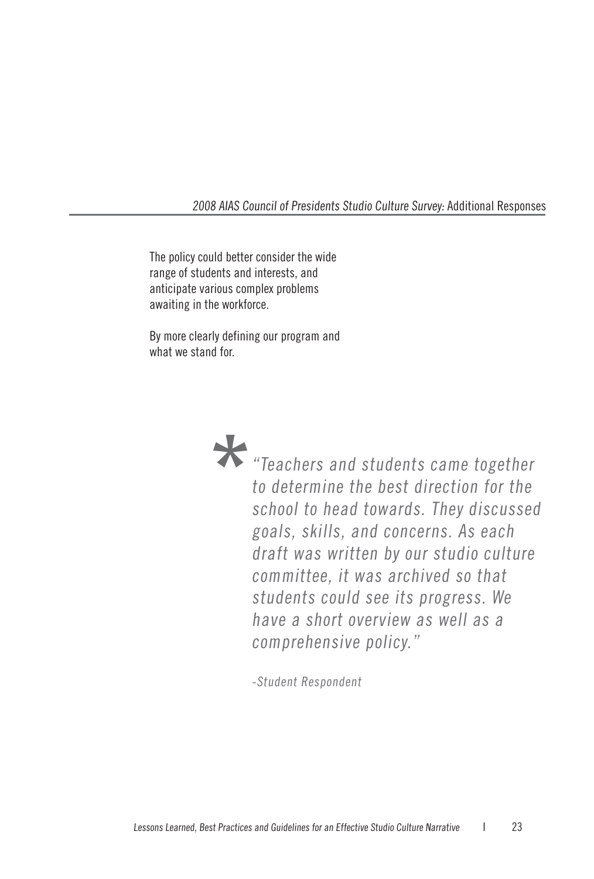The policy could better consider the wide range of students and interests, and anticipate various complex problems awaiting in the workforce.

By more clearly defining our program and what we stand for.

> *"Teachers and students came together to determine the best direction for the school to head towards. They discussed goals, skills, and concerns. As each draft was written by our studio culture committee, it was archived so that students could see its progress. We have a short overview as well as a comprehensive policy."*
>
> *-Student Respondent*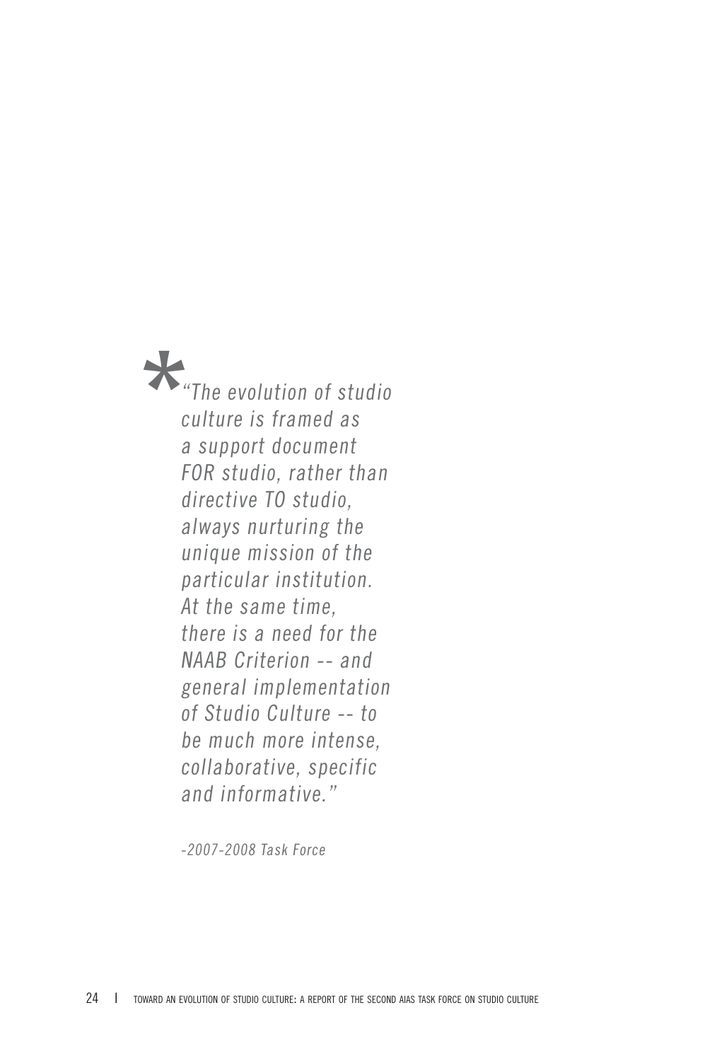*“The evolution of studio culture is framed as a support document FOR studio, rather than directive TO studio, always nurturing the unique mission of the particular institution. At the same time, there is a need for the NAAB Criterion -- and general implementation of Studio Culture -- to be much more intense, collaborative, specific and informative.”*

*-2007-2008 Task Force*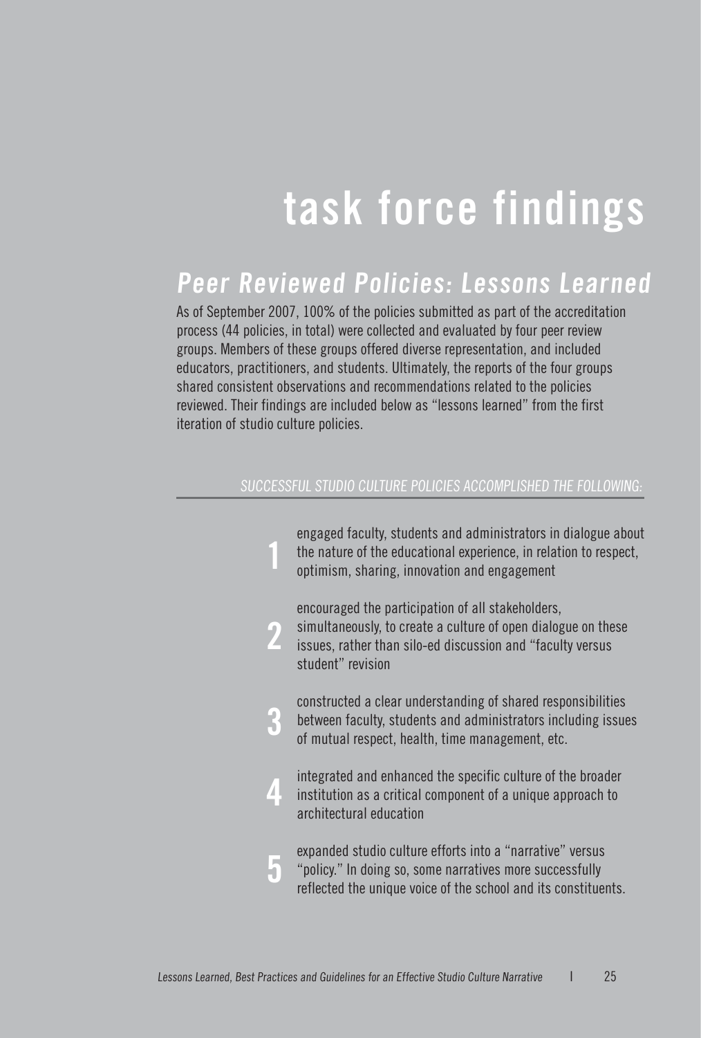# task force findings

## *Peer Reviewed Policies: Lessons Learned*

As of September 2007, 100% of the policies submitted as part of the accreditation process (44 policies, in total) were collected and evaluated by four peer review groups. Members of these groups offered diverse representation, and included educators, practitioners, and students. Ultimately, the reports of the four groups shared consistent observations and recommendations related to the policies reviewed. Their findings are included below as "lessons learned" from the first iteration of studio culture policies.

*SUCCESSFUL STUDIO CULTURE POLICIES ACCOMPLISHED THE FOLLOWING:*

1. engaged faculty, students and administrators in dialogue about the nature of the educational experience, in relation to respect, optimism, sharing, innovation and engagement
2. encouraged the participation of all stakeholders, simultaneously, to create a culture of open dialogue on these issues, rather than silo-ed discussion and "faculty versus student" revision
3. constructed a clear understanding of shared responsibilities between faculty, students and administrators including issues of mutual respect, health, time management, etc.
4. integrated and enhanced the specific culture of the broader institution as a critical component of a unique approach to architectural education
5. expanded studio culture efforts into a "narrative" versus "policy." In doing so, some narratives more successfully reflected the unique voice of the school and its constituents.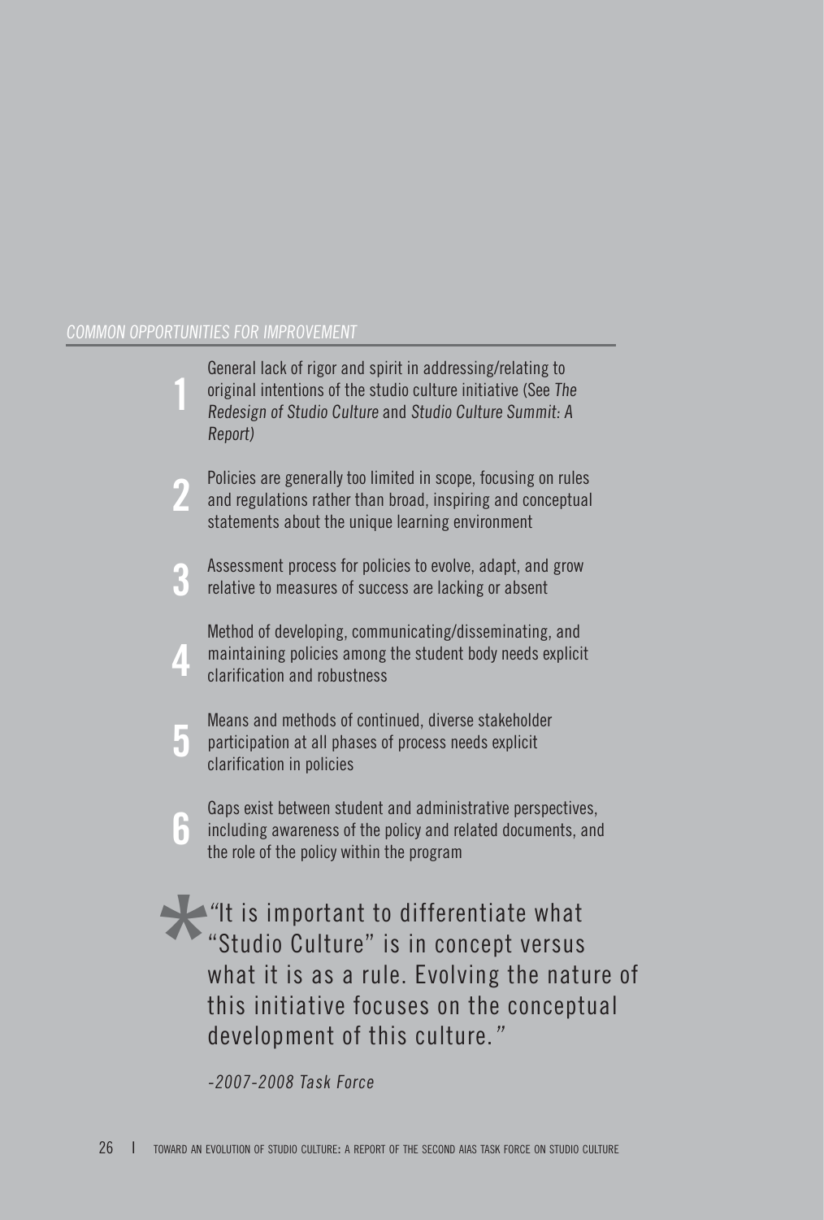## *COMMON OPPORTUNITIES FOR IMPROVEMENT*

1. General lack of rigor and spirit in addressing/relating to original intentions of the studio culture initiative (See *The Redesign of Studio Culture* and *Studio Culture Summit: A Report)*

2. Policies are generally too limited in scope, focusing on rules and regulations rather than broad, inspiring and conceptual statements about the unique learning environment

3. Assessment process for policies to evolve, adapt, and grow relative to measures of success are lacking or absent

4. Method of developing, communicating/disseminating, and maintaining policies among the student body needs explicit clarification and robustness

5. Means and methods of continued, diverse stakeholder participation at all phases of process needs explicit clarification in policies

6. Gaps exist between student and administrative perspectives, including awareness of the policy and related documents, and the role of the policy within the program

> *"It is important to differentiate what "Studio Culture" is in concept versus what it is as a rule. Evolving the nature of this initiative focuses on the conceptual development of this culture."
>
> *-2007-2008 Task Force*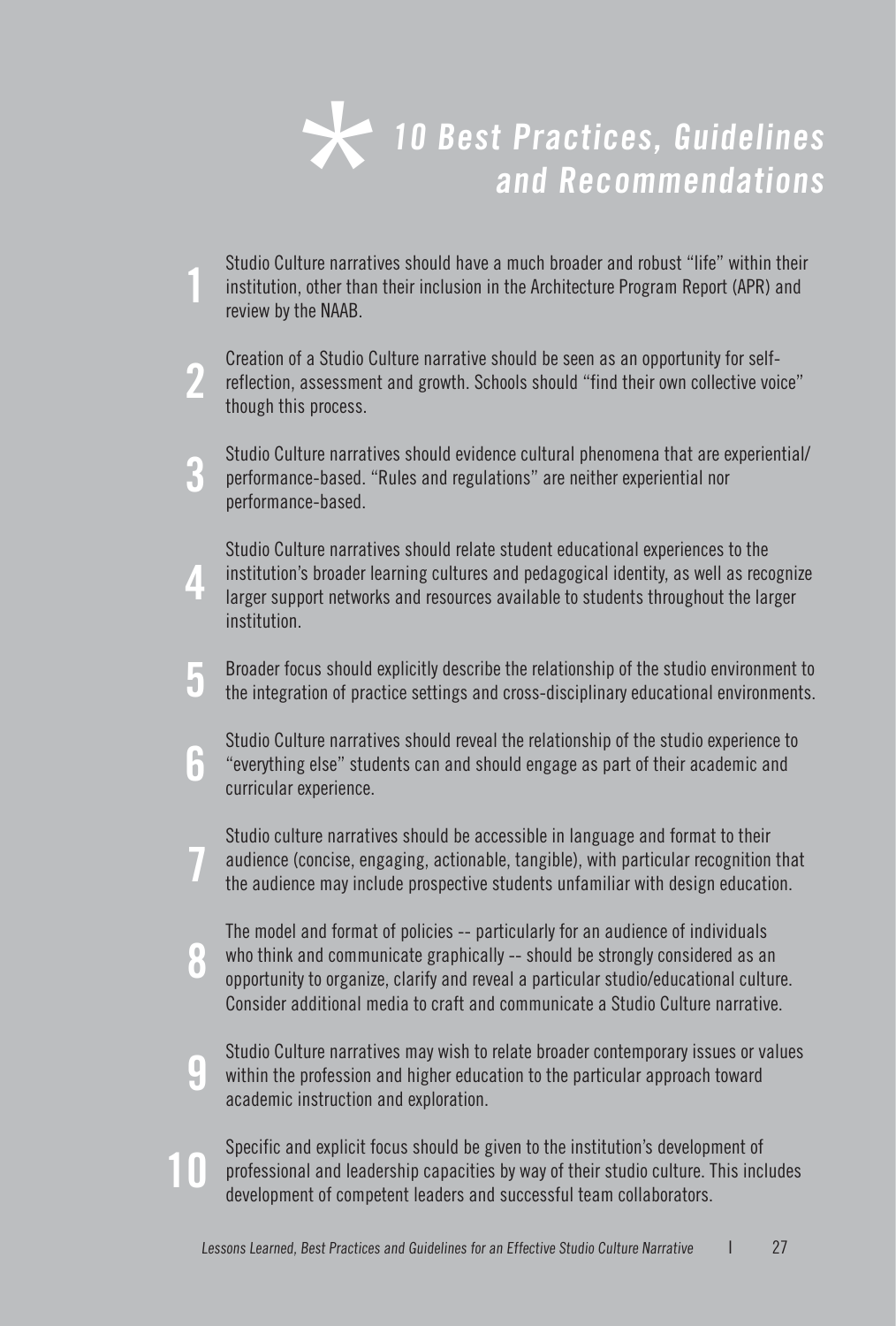# * 10 Best Practices, Guidelines and Recommendations

1. Studio Culture narratives should have a much broader and robust "life" within their institution, other than their inclusion in the Architecture Program Report (APR) and review by the NAAB.

2. Creation of a Studio Culture narrative should be seen as an opportunity for self-reflection, assessment and growth. Schools should "find their own collective voice" though this process.

3. Studio Culture narratives should evidence cultural phenomena that are experiential/performance-based. "Rules and regulations" are neither experiential nor performance-based.

4. Studio Culture narratives should relate student educational experiences to the institution's broader learning cultures and pedagogical identity, as well as recognize larger support networks and resources available to students throughout the larger institution.

5. Broader focus should explicitly describe the relationship of the studio environment to the integration of practice settings and cross-disciplinary educational environments.

6. Studio Culture narratives should reveal the relationship of the studio experience to "everything else" students can and should engage as part of their academic and curricular experience.

7. Studio culture narratives should be accessible in language and format to their audience (concise, engaging, actionable, tangible), with particular recognition that the audience may include prospective students unfamiliar with design education.

8. The model and format of policies -- particularly for an audience of individuals who think and communicate graphically -- should be strongly considered as an opportunity to organize, clarify and reveal a particular studio/educational culture. Consider additional media to craft and communicate a Studio Culture narrative.

9. Studio Culture narratives may wish to relate broader contemporary issues or values within the profession and higher education to the particular approach toward academic instruction and exploration.

10. Specific and explicit focus should be given to the institution's development of professional and leadership capacities by way of their studio culture. This includes development of competent leaders and successful team collaborators.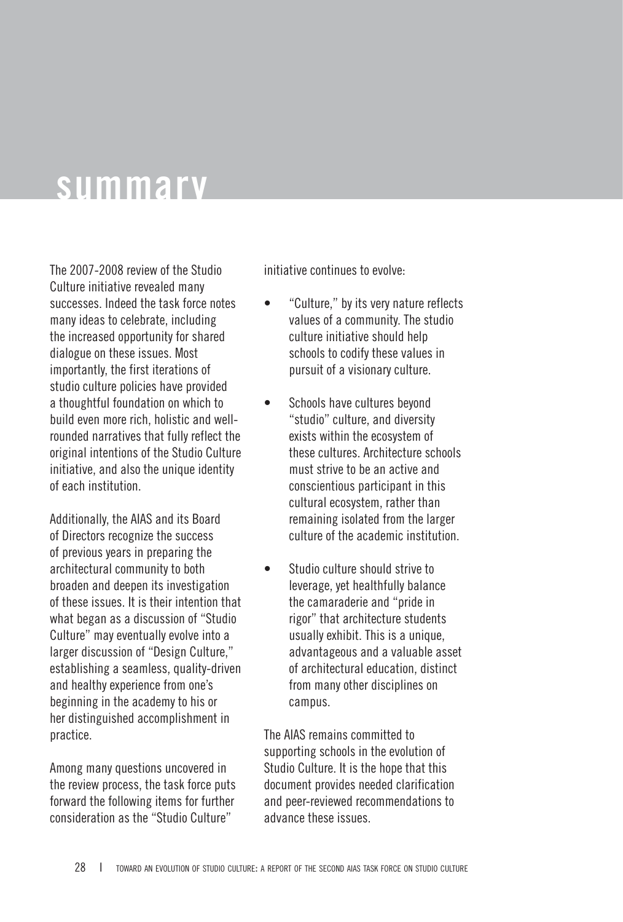# summary

The 2007-2008 review of the Studio Culture initiative revealed many successes. Indeed the task force notes many ideas to celebrate, including the increased opportunity for shared dialogue on these issues. Most importantly, the first iterations of studio culture policies have provided a thoughtful foundation on which to build even more rich, holistic and well-rounded narratives that fully reflect the original intentions of the Studio Culture initiative, and also the unique identity of each institution.

Additionally, the AIAS and its Board of Directors recognize the success of previous years in preparing the architectural community to both broaden and deepen its investigation of these issues. It is their intention that what began as a discussion of "Studio Culture" may eventually evolve into a larger discussion of "Design Culture," establishing a seamless, quality-driven and healthy experience from one's beginning in the academy to his or her distinguished accomplishment in practice.

Among many questions uncovered in the review process, the task force puts forward the following items for further consideration as the "Studio Culture" initiative continues to evolve:

- "Culture," by its very nature reflects values of a community. The studio culture initiative should help schools to codify these values in pursuit of a visionary culture.
- Schools have cultures beyond "studio" culture, and diversity exists within the ecosystem of these cultures. Architecture schools must strive to be an active and conscientious participant in this cultural ecosystem, rather than remaining isolated from the larger culture of the academic institution.
- Studio culture should strive to leverage, yet healthfully balance the camaraderie and "pride in rigor" that architecture students usually exhibit. This is a unique, advantageous and a valuable asset of architectural education, distinct from many other disciplines on campus.

The AIAS remains committed to supporting schools in the evolution of Studio Culture. It is the hope that this document provides needed clarification and peer-reviewed recommendations to advance these issues.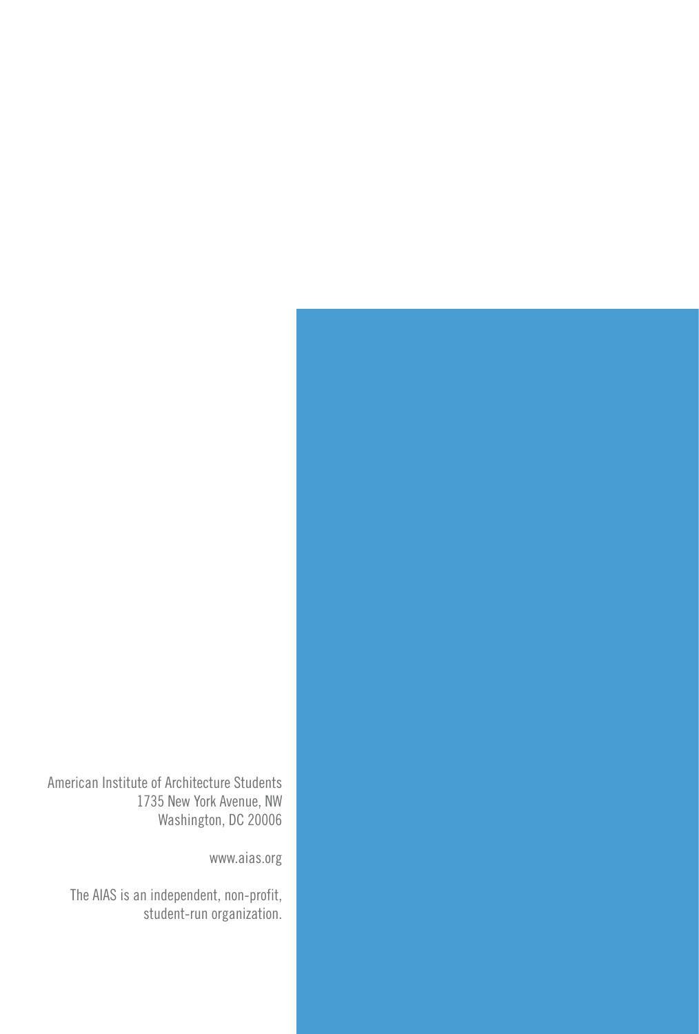American Institute of Architecture Students
1735 New York Avenue, NW
Washington, DC 20006

www.aias.org

The AIAS is an independent, non-profit, student-run organization.